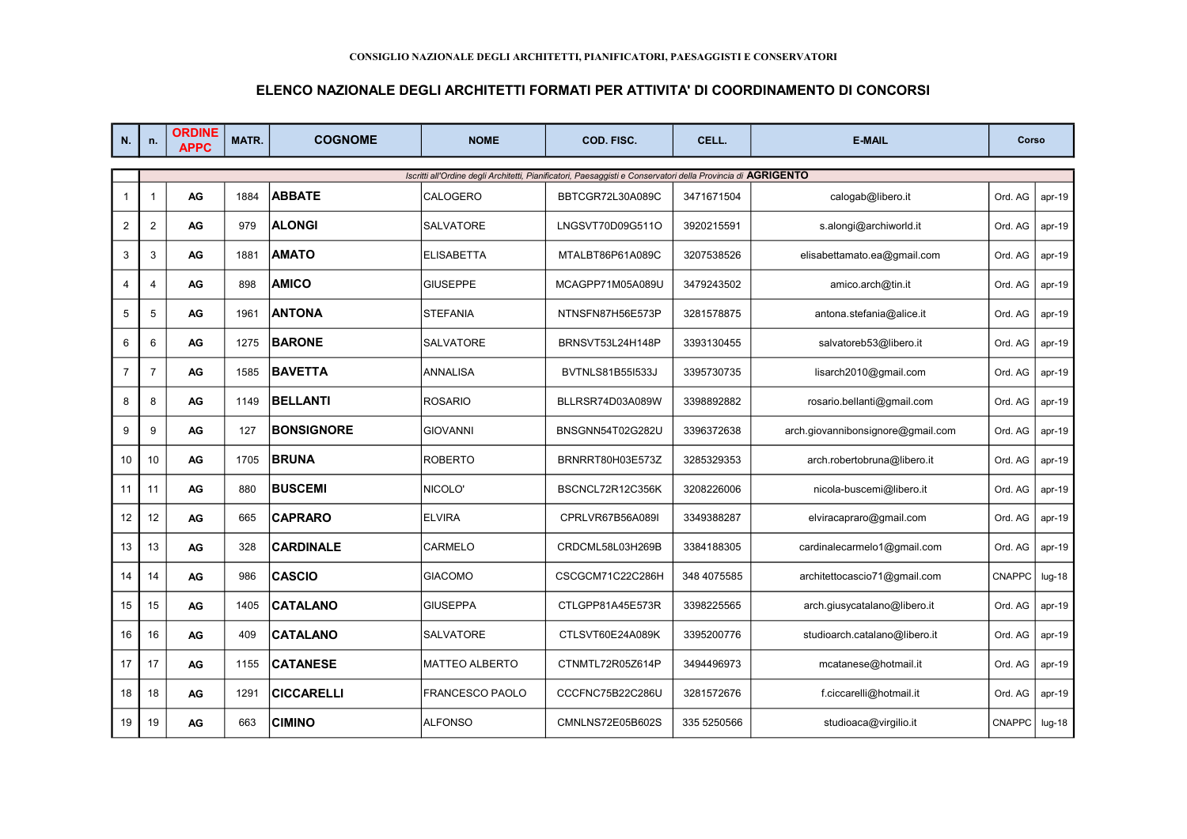CONSIGLIO NAZIONALE DEGLI ARCHITETTI, PIANIFICATORI, PAESAGGISTI E CONSERVATORI

# ELENCO NAZIONALE DEGLI ARCHITETTI FORMATI PER ATTIVITA' DI COORDINAMENTO DI CONCORSI

| N. | n. | ORDINE APPC | MATR. | COGNOME | NOME | COD. FISC. | CELL. | E-MAIL | Corso | |
|---|---|---|---|---|---|---|---|---|---|---|
| | *Iscritti all'Ordine degli Architetti, Pianificatori, Paesaggisti e Conservatori della Provincia di* **AGRIGENTO** | | | | | | | | | |
| 1 | 1 | AG | 1884 | **ABBATE** | CALOGERO | BBTCGR72L30A089C | 3471671504 | calogab@libero.it | Ord. AG | apr-19 |
| 2 | 2 | AG | 979 | **ALONGI** | SALVATORE | LNGSVT70D09G511O | 3920215591 | s.alongi@archiworld.it | Ord. AG | apr-19 |
| 3 | 3 | AG | 1881 | **AMATO** | ELISABETTA | MTALBT86P61A089C | 3207538526 | elisabettamato.ea@gmail.com | Ord. AG | apr-19 |
| 4 | 4 | AG | 898 | **AMICO** | GIUSEPPE | MCAGPP71M05A089U | 3479243502 | amico.arch@tin.it | Ord. AG | apr-19 |
| 5 | 5 | AG | 1961 | **ANTONA** | STEFANIA | NTNSFN87H56E573P | 3281578875 | antona.stefania@alice.it | Ord. AG | apr-19 |
| 6 | 6 | AG | 1275 | **BARONE** | SALVATORE | BRNSVT53L24H148P | 3393130455 | salvatoreb53@libero.it | Ord. AG | apr-19 |
| 7 | 7 | AG | 1585 | **BAVETTA** | ANNALISA | BVTNLS81B55I533J | 3395730735 | lisarch2010@gmail.com | Ord. AG | apr-19 |
| 8 | 8 | AG | 1149 | **BELLANTI** | ROSARIO | BLLRSR74D03A089W | 3398892882 | rosario.bellanti@gmail.com | Ord. AG | apr-19 |
| 9 | 9 | AG | 127 | **BONSIGNORE** | GIOVANNI | BNSGNN54T02G282U | 3396372638 | arch.giovannibonsignore@gmail.com | Ord. AG | apr-19 |
| 10 | 10 | AG | 1705 | **BRUNA** | ROBERTO | BRNRRT80H03E573Z | 3285329353 | arch.robertobruna@libero.it | Ord. AG | apr-19 |
| 11 | 11 | AG | 880 | **BUSCEMI** | NICOLO' | BSCNCL72R12C356K | 3208226006 | nicola-buscemi@libero.it | Ord. AG | apr-19 |
| 12 | 12 | AG | 665 | **CAPRARO** | ELVIRA | CPRLVR67B56A089I | 3349388287 | elviracapraro@gmail.com | Ord. AG | apr-19 |
| 13 | 13 | AG | 328 | **CARDINALE** | CARMELO | CRDCML58L03H269B | 3384188305 | cardinalecarmelo1@gmail.com | Ord. AG | apr-19 |
| 14 | 14 | AG | 986 | **CASCIO** | GIACOMO | CSCGCM71C22C286H | 348 4075585 | architettocascio71@gmail.com | CNAPPC | lug-18 |
| 15 | 15 | AG | 1405 | **CATALANO** | GIUSEPPA | CTLGPP81A45E573R | 3398225565 | arch.giusycatalano@libero.it | Ord. AG | apr-19 |
| 16 | 16 | AG | 409 | **CATALANO** | SALVATORE | CTLSVT60E24A089K | 3395200776 | studioarch.catalano@libero.it | Ord. AG | apr-19 |
| 17 | 17 | AG | 1155 | **CATANESE** | MATTEO ALBERTO | CTNMTL72R05Z614P | 3494496973 | mcatanese@hotmail.it | Ord. AG | apr-19 |
| 18 | 18 | AG | 1291 | **CICCARELLI** | FRANCESCO PAOLO | CCCFNC75B22C286U | 3281572676 | f.ciccarelli@hotmail.it | Ord. AG | apr-19 |
| 19 | 19 | AG | 663 | **CIMINO** | ALFONSO | CMNLNS72E05B602S | 335 5250566 | studioaca@virgilio.it | CNAPPC | lug-18 |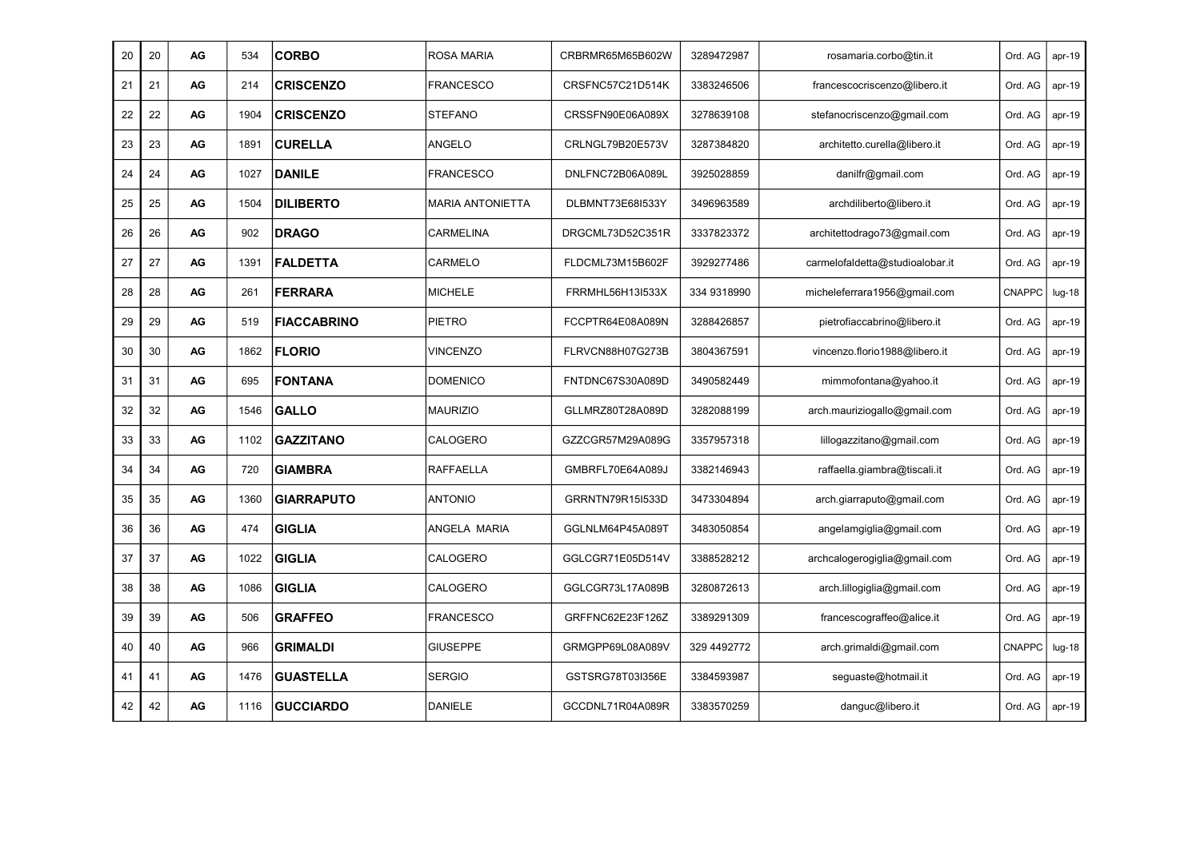| | | | | | | | | | | |
|---|---|---|---|---|---|---|---|---|---|---|
| 20 | 20 | AG | 534 | **CORBO** | ROSA MARIA | CRBRMR65M65B602W | 3289472987 | rosamaria.corbo@tin.it | Ord. AG | apr-19 |
| 21 | 21 | AG | 214 | **CRISCENZO** | FRANCESCO | CRSFNC57C21D514K | 3383246506 | francescocriscenzo@libero.it | Ord. AG | apr-19 |
| 22 | 22 | AG | 1904 | **CRISCENZO** | STEFANO | CRSSFN90E06A089X | 3278639108 | stefanocriscenzo@gmail.com | Ord. AG | apr-19 |
| 23 | 23 | AG | 1891 | **CURELLA** | ANGELO | CRLNGL79B20E573V | 3287384820 | architetto.curella@libero.it | Ord. AG | apr-19 |
| 24 | 24 | AG | 1027 | **DANILE** | FRANCESCO | DNLFNC72B06A089L | 3925028859 | danilfr@gmail.com | Ord. AG | apr-19 |
| 25 | 25 | AG | 1504 | **DILIBERTO** | MARIA ANTONIETTA | DLBMNT73E68I533Y | 3496963589 | archdiliberto@libero.it | Ord. AG | apr-19 |
| 26 | 26 | AG | 902 | **DRAGO** | CARMELINA | DRGCML73D52C351R | 3337823372 | architettodrago73@gmail.com | Ord. AG | apr-19 |
| 27 | 27 | AG | 1391 | **FALDETTA** | CARMELO | FLDCML73M15B602F | 3929277486 | carmelofaldetta@studioalobar.it | Ord. AG | apr-19 |
| 28 | 28 | AG | 261 | **FERRARA** | MICHELE | FRRMHL56H13I533X | 334 9318990 | micheleferrara1956@gmail.com | CNAPPC | lug-18 |
| 29 | 29 | AG | 519 | **FIACCABRINO** | PIETRO | FCCPTR64E08A089N | 3288426857 | pietrofiaccabrino@libero.it | Ord. AG | apr-19 |
| 30 | 30 | AG | 1862 | **FLORIO** | VINCENZO | FLRVCN88H07G273B | 3804367591 | vincenzo.florio1988@libero.it | Ord. AG | apr-19 |
| 31 | 31 | AG | 695 | **FONTANA** | DOMENICO | FNTDNC67S30A089D | 3490582449 | mimmofontana@yahoo.it | Ord. AG | apr-19 |
| 32 | 32 | AG | 1546 | **GALLO** | MAURIZIO | GLLMRZ80T28A089D | 3282088199 | arch.mauriziogallo@gmail.com | Ord. AG | apr-19 |
| 33 | 33 | AG | 1102 | **GAZZITANO** | CALOGERO | GZZCGR57M29A089G | 3357957318 | lillogazzitano@gmail.com | Ord. AG | apr-19 |
| 34 | 34 | AG | 720 | **GIAMBRA** | RAFFAELLA | GMBRFL70E64A089J | 3382146943 | raffaella.giambra@tiscali.it | Ord. AG | apr-19 |
| 35 | 35 | AG | 1360 | **GIARRAPUTO** | ANTONIO | GRRNTN79R15I533D | 3473304894 | arch.giarraputo@gmail.com | Ord. AG | apr-19 |
| 36 | 36 | AG | 474 | **GIGLIA** | ANGELA MARIA | GGLNLM64P45A089T | 3483050854 | angelamgiglia@gmail.com | Ord. AG | apr-19 |
| 37 | 37 | AG | 1022 | **GIGLIA** | CALOGERO | GGLCGR71E05D514V | 3388528212 | archcalogerogiglia@gmail.com | Ord. AG | apr-19 |
| 38 | 38 | AG | 1086 | **GIGLIA** | CALOGERO | GGLCGR73L17A089B | 3280872613 | arch.lillogiglia@gmail.com | Ord. AG | apr-19 |
| 39 | 39 | AG | 506 | **GRAFFEO** | FRANCESCO | GRFFNC62E23F126Z | 3389291309 | francescograffeo@alice.it | Ord. AG | apr-19 |
| 40 | 40 | AG | 966 | **GRIMALDI** | GIUSEPPE | GRMGPP69L08A089V | 329 4492772 | arch.grimaldi@gmail.com | CNAPPC | lug-18 |
| 41 | 41 | AG | 1476 | **GUASTELLA** | SERGIO | GSTSRG78T03I356E | 3384593987 | seguaste@hotmail.it | Ord. AG | apr-19 |
| 42 | 42 | AG | 1116 | **GUCCIARDO** | DANIELE | GCCDNL71R04A089R | 3383570259 | danguc@libero.it | Ord. AG | apr-19 |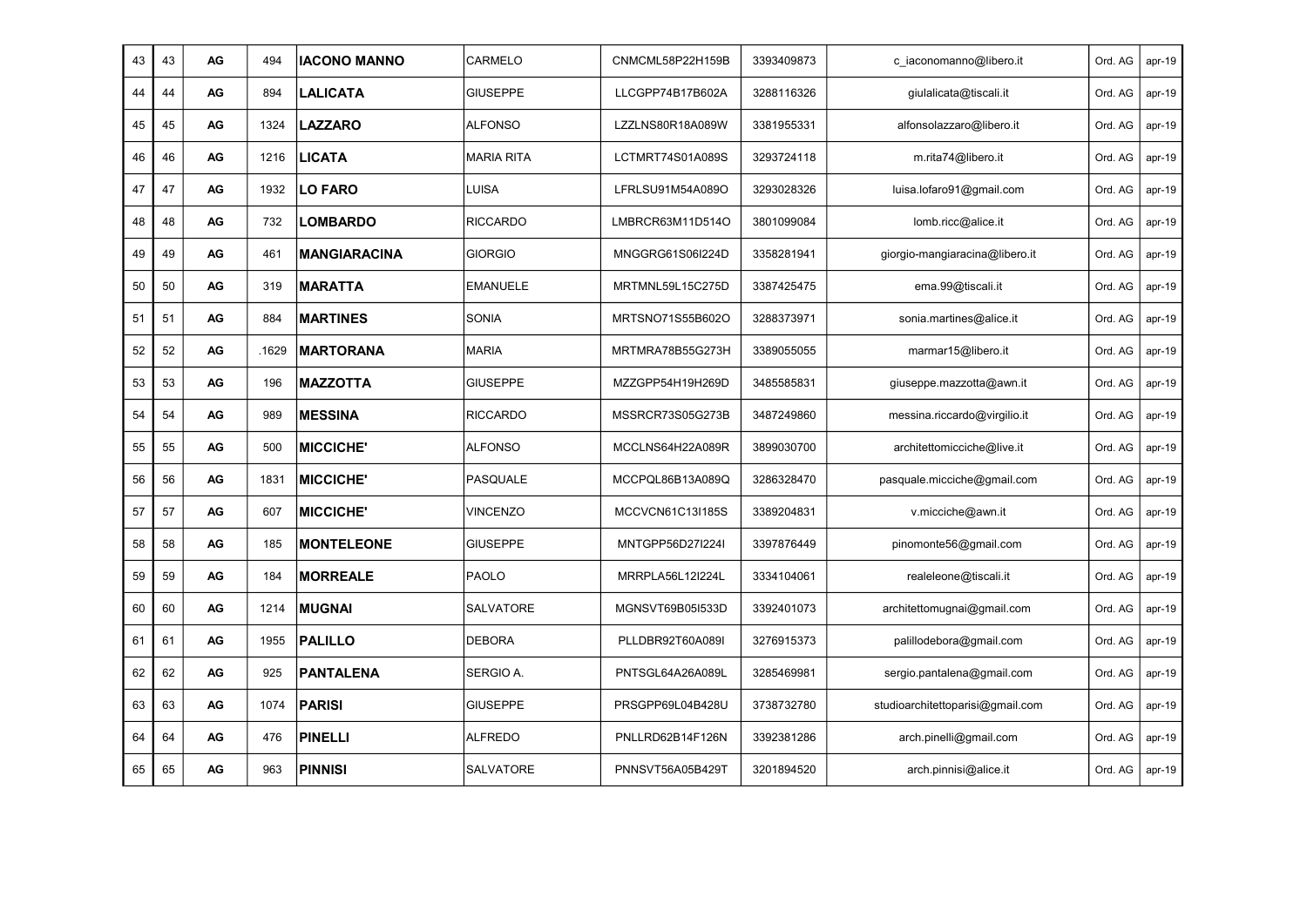| 43 | 43 | AG | 494 | **IACONO MANNO** | CARMELO | CNMCML58P22H159B | 3393409873 | c_iaconomanno@libero.it | Ord. AG | apr-19 |
|---|---|---|---|---|---|---|---|---|---|---|
| 44 | 44 | AG | 894 | **LALICATA** | GIUSEPPE | LLCGPP74B17B602A | 3288116326 | giulalicata@tiscali.it | Ord. AG | apr-19 |
| 45 | 45 | AG | 1324 | **LAZZARO** | ALFONSO | LZZLNS80R18A089W | 3381955331 | alfonsolazzaro@libero.it | Ord. AG | apr-19 |
| 46 | 46 | AG | 1216 | **LICATA** | MARIA RITA | LCTMRT74S01A089S | 3293724118 | m.rita74@libero.it | Ord. AG | apr-19 |
| 47 | 47 | AG | 1932 | **LO FARO** | LUISA | LFRLSU91M54A089O | 3293028326 | luisa.lofaro91@gmail.com | Ord. AG | apr-19 |
| 48 | 48 | AG | 732 | **LOMBARDO** | RICCARDO | LMBRCR63M11D514O | 3801099084 | lomb.ricc@alice.it | Ord. AG | apr-19 |
| 49 | 49 | AG | 461 | **MANGIARACINA** | GIORGIO | MNGGRG61S06I224D | 3358281941 | giorgio-mangiaracina@libero.it | Ord. AG | apr-19 |
| 50 | 50 | AG | 319 | **MARATTA** | EMANUELE | MRTMNL59L15C275D | 3387425475 | ema.99@tiscali.it | Ord. AG | apr-19 |
| 51 | 51 | AG | 884 | **MARTINES** | SONIA | MRTSNO71S55B602O | 3288373971 | sonia.martines@alice.it | Ord. AG | apr-19 |
| 52 | 52 | AG | .1629 | **MARTORANA** | MARIA | MRTMRA78B55G273H | 3389055055 | marmar15@libero.it | Ord. AG | apr-19 |
| 53 | 53 | AG | 196 | **MAZZOTTA** | GIUSEPPE | MZZGPP54H19H269D | 3485585831 | giuseppe.mazzotta@awn.it | Ord. AG | apr-19 |
| 54 | 54 | AG | 989 | **MESSINA** | RICCARDO | MSSRCR73S05G273B | 3487249860 | messina.riccardo@virgilio.it | Ord. AG | apr-19 |
| 55 | 55 | AG | 500 | **MICCICHE'** | ALFONSO | MCCLNS64H22A089R | 3899030700 | architettomicciche@live.it | Ord. AG | apr-19 |
| 56 | 56 | AG | 1831 | **MICCICHE'** | PASQUALE | MCCPQL86B13A089Q | 3286328470 | pasquale.micciche@gmail.com | Ord. AG | apr-19 |
| 57 | 57 | AG | 607 | **MICCICHE'** | VINCENZO | MCCVCN61C13I185S | 3389204831 | v.micciche@awn.it | Ord. AG | apr-19 |
| 58 | 58 | AG | 185 | **MONTELEONE** | GIUSEPPE | MNTGPP56D27I224I | 3397876449 | pinomonte56@gmail.com | Ord. AG | apr-19 |
| 59 | 59 | AG | 184 | **MORREALE** | PAOLO | MRRPLA56L12I224L | 3334104061 | realeleone@tiscali.it | Ord. AG | apr-19 |
| 60 | 60 | AG | 1214 | **MUGNAI** | SALVATORE | MGNSVT69B05I533D | 3392401073 | architettomugnai@gmail.com | Ord. AG | apr-19 |
| 61 | 61 | AG | 1955 | **PALILLO** | DEBORA | PLLDBR92T60A089I | 3276915373 | palillodebora@gmail.com | Ord. AG | apr-19 |
| 62 | 62 | AG | 925 | **PANTALENA** | SERGIO A. | PNTSGL64A26A089L | 3285469981 | sergio.pantalena@gmail.com | Ord. AG | apr-19 |
| 63 | 63 | AG | 1074 | **PARISI** | GIUSEPPE | PRSGPP69L04B428U | 3738732780 | studioarchitettoparisi@gmail.com | Ord. AG | apr-19 |
| 64 | 64 | AG | 476 | **PINELLI** | ALFREDO | PNLLRD62B14F126N | 3392381286 | arch.pinelli@gmail.com | Ord. AG | apr-19 |
| 65 | 65 | AG | 963 | **PINNISI** | SALVATORE | PNNSVT56A05B429T | 3201894520 | arch.pinnisi@alice.it | Ord. AG | apr-19 |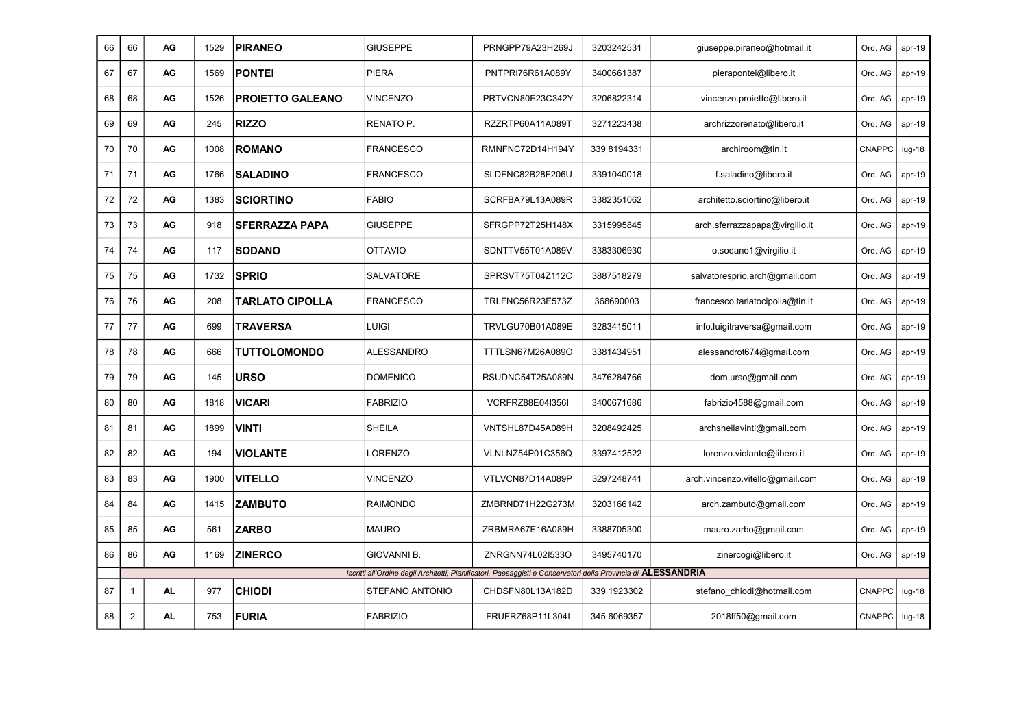| | | | | | | | | | | |
|---|---|---|---|---|---|---|---|---|---|---|
| 66 | 66 | **AG** | 1529 | **PIRANEO** | GIUSEPPE | PRNGPP79A23H269J | 3203242531 | giuseppe.piraneo@hotmail.it | Ord. AG | apr-19 |
| 67 | 67 | **AG** | 1569 | **PONTEI** | PIERA | PNTPRI76R61A089Y | 3400661387 | pierapontei@libero.it | Ord. AG | apr-19 |
| 68 | 68 | **AG** | 1526 | **PROIETTO GALEANO** | VINCENZO | PRTVCN80E23C342Y | 3206822314 | vincenzo.proietto@libero.it | Ord. AG | apr-19 |
| 69 | 69 | **AG** | 245 | **RIZZO** | RENATO P. | RZZRTP60A11A089T | 3271223438 | archrizzorenato@libero.it | Ord. AG | apr-19 |
| 70 | 70 | **AG** | 1008 | **ROMANO** | FRANCESCO | RMNFNC72D14H194Y | 339 8194331 | archiroom@tin.it | CNAPPC | lug-18 |
| 71 | 71 | **AG** | 1766 | **SALADINO** | FRANCESCO | SLDFNC82B28F206U | 3391040018 | f.saladino@libero.it | Ord. AG | apr-19 |
| 72 | 72 | **AG** | 1383 | **SCIORTINO** | FABIO | SCRFBA79L13A089R | 3382351062 | architetto.sciortino@libero.it | Ord. AG | apr-19 |
| 73 | 73 | **AG** | 918 | **SFERRAZZA PAPA** | GIUSEPPE | SFRGPP72T25H148X | 3315995845 | arch.sferrazzapapa@virgilio.it | Ord. AG | apr-19 |
| 74 | 74 | **AG** | 117 | **SODANO** | OTTAVIO | SDNTTV55T01A089V | 3383306930 | o.sodano1@virgilio.it | Ord. AG | apr-19 |
| 75 | 75 | **AG** | 1732 | **SPRIO** | SALVATORE | SPRSVT75T04Z112C | 3887518279 | salvatoresprio.arch@gmail.com | Ord. AG | apr-19 |
| 76 | 76 | **AG** | 208 | **TARLATO CIPOLLA** | FRANCESCO | TRLFNC56R23E573Z | 368690003 | francesco.tarlatocipolla@tin.it | Ord. AG | apr-19 |
| 77 | 77 | **AG** | 699 | **TRAVERSA** | LUIGI | TRVLGU70B01A089E | 3283415011 | info.luigitraversa@gmail.com | Ord. AG | apr-19 |
| 78 | 78 | **AG** | 666 | **TUTTOLOMONDO** | ALESSANDRO | TTTLSN67M26A089O | 3381434951 | alessandrot674@gmail.com | Ord. AG | apr-19 |
| 79 | 79 | **AG** | 145 | **URSO** | DOMENICO | RSUDNC54T25A089N | 3476284766 | dom.urso@gmail.com | Ord. AG | apr-19 |
| 80 | 80 | **AG** | 1818 | **VICARI** | FABRIZIO | VCRFRZ88E04I356I | 3400671686 | fabrizio4588@gmail.com | Ord. AG | apr-19 |
| 81 | 81 | **AG** | 1899 | **VINTI** | SHEILA | VNTSHL87D45A089H | 3208492425 | archsheilavinti@gmail.com | Ord. AG | apr-19 |
| 82 | 82 | **AG** | 194 | **VIOLANTE** | LORENZO | VLNLNZ54P01C356Q | 3397412522 | lorenzo.violante@libero.it | Ord. AG | apr-19 |
| 83 | 83 | **AG** | 1900 | **VITELLO** | VINCENZO | VTLVCN87D14A089P | 3297248741 | arch.vincenzo.vitello@gmail.com | Ord. AG | apr-19 |
| 84 | 84 | **AG** | 1415 | **ZAMBUTO** | RAIMONDO | ZMBRND71H22G273M | 3203166142 | arch.zambuto@gmail.com | Ord. AG | apr-19 |
| 85 | 85 | **AG** | 561 | **ZARBO** | MAURO | ZRBMRA67E16A089H | 3388705300 | mauro.zarbo@gmail.com | Ord. AG | apr-19 |
| 86 | 86 | **AG** | 1169 | **ZINERCO** | GIOVANNI B. | ZNRGNN74L02I533O | 3495740170 | zinercogi@libero.it | Ord. AG | apr-19 |
| | *Iscritti all'Ordine degli Architetti, Pianificatori, Paesaggisti e Conservatori della Provincia di* **ALESSANDRIA** | | | | | | | | | |
| 87 | 1 | **AL** | 977 | **CHIODI** | STEFANO ANTONIO | CHDSFN80L13A182D | 339 1923302 | stefano_chiodi@hotmail.com | CNAPPC | lug-18 |
| 88 | 2 | **AL** | 753 | **FURIA** | FABRIZIO | FRUFRZ68P11L304I | 345 6069357 | 2018ff50@gmail.com | CNAPPC | lug-18 |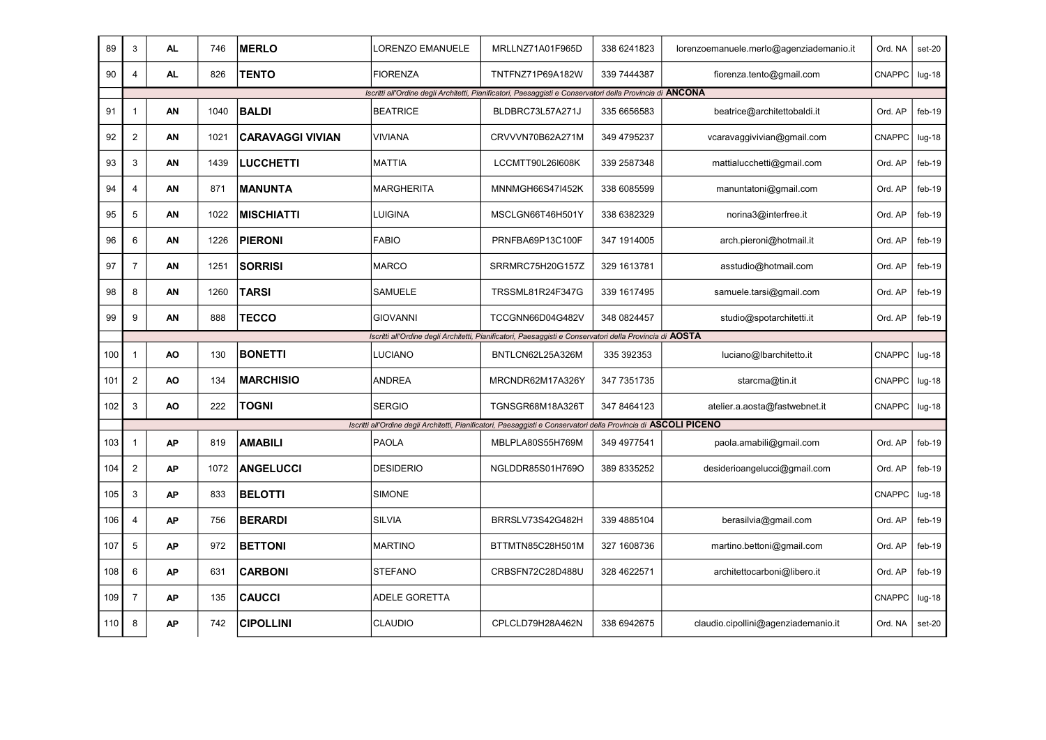| | | | | | | | | | | |
|---|---|---|---|---|---|---|---|---|---|---|
| 89 | 3 | **AL** | 746 | **MERLO** | LORENZO EMANUELE | MRLLNZ71A01F965D | 338 6241823 | lorenzoemanuele.merlo@agenziademanio.it | Ord. NA | set-20 |
| 90 | 4 | **AL** | 826 | **TENTO** | FIORENZA | TNTFNZ71P69A182W | 339 7444387 | fiorenza.tento@gmail.com | CNAPPC | lug-18 |
| | *Iscritti all'Ordine degli Architetti, Pianificatori, Paesaggisti e Conservatori della Provincia di* **ANCONA** | | | | | | | | | |
| 91 | 1 | **AN** | 1040 | **BALDI** | BEATRICE | BLDBRC73L57A271J | 335 6656583 | beatrice@architettobaldi.it | Ord. AP | feb-19 |
| 92 | 2 | **AN** | 1021 | **CARAVAGGI VIVIAN** | VIVIANA | CRVVVN70B62A271M | 349 4795237 | vcaravaggivivian@gmail.com | CNAPPC | lug-18 |
| 93 | 3 | **AN** | 1439 | **LUCCHETTI** | MATTIA | LCCMTT90L26I608K | 339 2587348 | mattialucchetti@gmail.com | Ord. AP | feb-19 |
| 94 | 4 | **AN** | 871 | **MANUNTA** | MARGHERITA | MNNMGH66S47I452K | 338 6085599 | manuntatoni@gmail.com | Ord. AP | feb-19 |
| 95 | 5 | **AN** | 1022 | **MISCHIATTI** | LUIGINA | MSCLGN66T46H501Y | 338 6382329 | norina3@interfree.it | Ord. AP | feb-19 |
| 96 | 6 | **AN** | 1226 | **PIERONI** | FABIO | PRNFBA69P13C100F | 347 1914005 | arch.pieroni@hotmail.it | Ord. AP | feb-19 |
| 97 | 7 | **AN** | 1251 | **SORRISI** | MARCO | SRRMRC75H20G157Z | 329 1613781 | asstudio@hotmail.com | Ord. AP | feb-19 |
| 98 | 8 | **AN** | 1260 | **TARSI** | SAMUELE | TRSSML81R24F347G | 339 1617495 | samuele.tarsi@gmail.com | Ord. AP | feb-19 |
| 99 | 9 | **AN** | 888 | **TECCO** | GIOVANNI | TCCGNN66D04G482V | 348 0824457 | studio@spotarchitetti.it | Ord. AP | feb-19 |
| | *Iscritti all'Ordine degli Architetti, Pianificatori, Paesaggisti e Conservatori della Provincia di* **AOSTA** | | | | | | | | | |
| 100 | 1 | **AO** | 130 | **BONETTI** | LUCIANO | BNTLCN62L25A326M | 335 392353 | luciano@lbarchitetto.it | CNAPPC | lug-18 |
| 101 | 2 | **AO** | 134 | **MARCHISIO** | ANDREA | MRCNDR62M17A326Y | 347 7351735 | starcma@tin.it | CNAPPC | lug-18 |
| 102 | 3 | **AO** | 222 | **TOGNI** | SERGIO | TGNSGR68M18A326T | 347 8464123 | atelier.a.aosta@fastwebnet.it | CNAPPC | lug-18 |
| | *Iscritti all'Ordine degli Architetti, Pianificatori, Paesaggisti e Conservatori della Provincia di* **ASCOLI PICENO** | | | | | | | | | |
| 103 | 1 | **AP** | 819 | **AMABILI** | PAOLA | MBLPLA80S55H769M | 349 4977541 | paola.amabili@gmail.com | Ord. AP | feb-19 |
| 104 | 2 | **AP** | 1072 | **ANGELUCCI** | DESIDERIO | NGLDDR85S01H769O | 389 8335252 | desiderioangelucci@gmail.com | Ord. AP | feb-19 |
| 105 | 3 | **AP** | 833 | **BELOTTI** | SIMONE | | | | CNAPPC | lug-18 |
| 106 | 4 | **AP** | 756 | **BERARDI** | SILVIA | BRRSLV73S42G482H | 339 4885104 | berasilvia@gmail.com | Ord. AP | feb-19 |
| 107 | 5 | **AP** | 972 | **BETTONI** | MARTINO | BTTMTN85C28H501M | 327 1608736 | martino.bettoni@gmail.com | Ord. AP | feb-19 |
| 108 | 6 | **AP** | 631 | **CARBONI** | STEFANO | CRBSFN72C28D488U | 328 4622571 | architettocarboni@libero.it | Ord. AP | feb-19 |
| 109 | 7 | **AP** | 135 | **CAUCCI** | ADELE GORETTA | | | | CNAPPC | lug-18 |
| 110 | 8 | **AP** | 742 | **CIPOLLINI** | CLAUDIO | CPLCLD79H28A462N | 338 6942675 | claudio.cipollini@agenziademanio.it | Ord. NA | set-20 |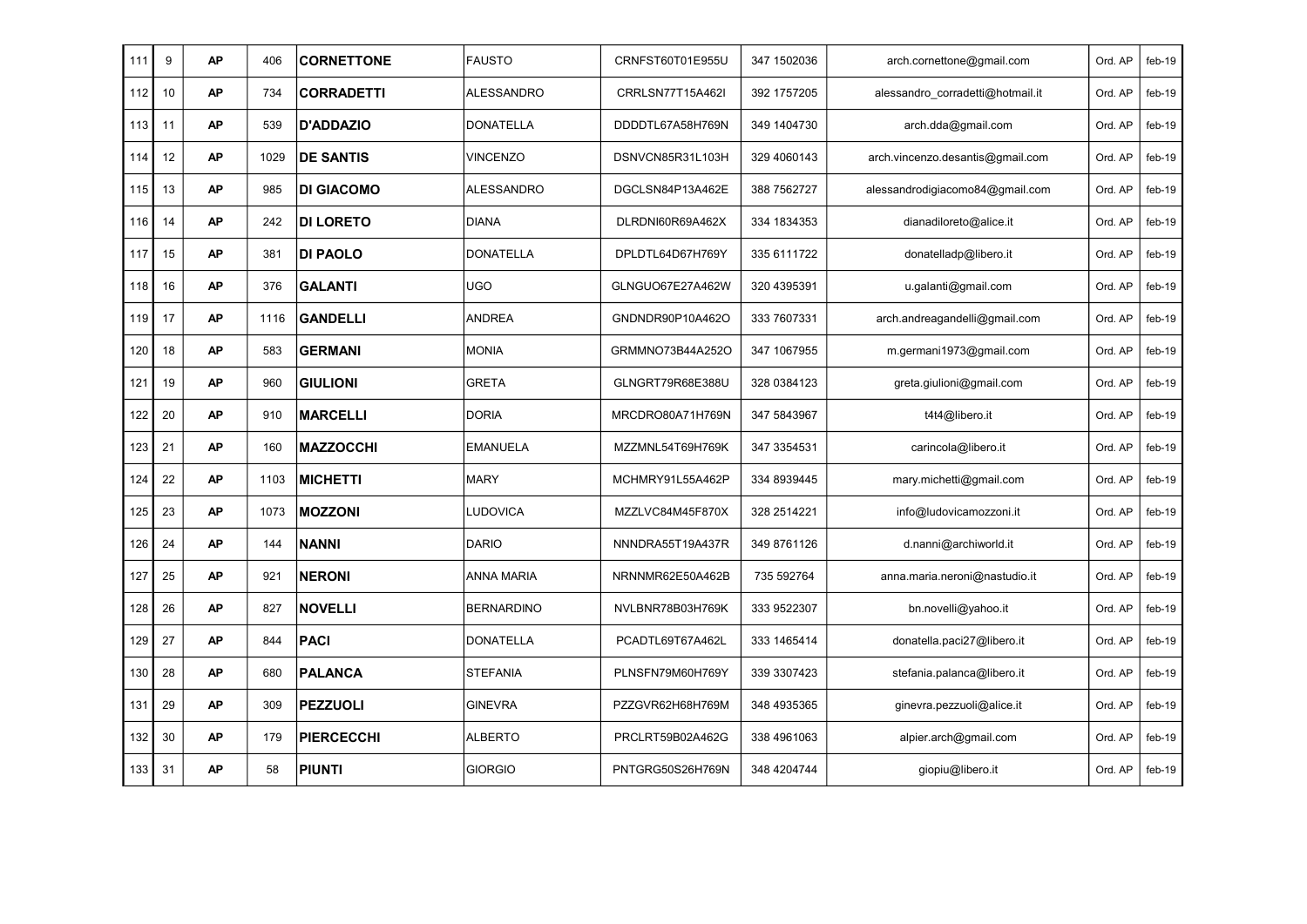| 111 | 9 | **AP** | 406 | **CORNETTONE** | FAUSTO | CRNFST60T01E955U | 347 1502036 | arch.cornettone@gmail.com | Ord. AP | feb-19 |
|---|---|---|---|---|---|---|---|---|---|---|
| 112 | 10 | **AP** | 734 | **CORRADETTI** | ALESSANDRO | CRRLSN77T15A462I | 392 1757205 | alessandro_corradetti@hotmail.it | Ord. AP | feb-19 |
| 113 | 11 | **AP** | 539 | **D'ADDAZIO** | DONATELLA | DDDDTL67A58H769N | 349 1404730 | arch.dda@gmail.com | Ord. AP | feb-19 |
| 114 | 12 | **AP** | 1029 | **DE SANTIS** | VINCENZO | DSNVCN85R31L103H | 329 4060143 | arch.vincenzo.desantis@gmail.com | Ord. AP | feb-19 |
| 115 | 13 | **AP** | 985 | **DI GIACOMO** | ALESSANDRO | DGCLSN84P13A462E | 388 7562727 | alessandrodigiacomo84@gmail.com | Ord. AP | feb-19 |
| 116 | 14 | **AP** | 242 | **DI LORETO** | DIANA | DLRDNI60R69A462X | 334 1834353 | dianadiloreto@alice.it | Ord. AP | feb-19 |
| 117 | 15 | **AP** | 381 | **DI PAOLO** | DONATELLA | DPLDTL64D67H769Y | 335 6111722 | donatelladp@libero.it | Ord. AP | feb-19 |
| 118 | 16 | **AP** | 376 | **GALANTI** | UGO | GLNGUO67E27A462W | 320 4395391 | u.galanti@gmail.com | Ord. AP | feb-19 |
| 119 | 17 | **AP** | 1116 | **GANDELLI** | ANDREA | GNDNDR90P10A462O | 333 7607331 | arch.andreagandelli@gmail.com | Ord. AP | feb-19 |
| 120 | 18 | **AP** | 583 | **GERMANI** | MONIA | GRMMNO73B44A252O | 347 1067955 | m.germani1973@gmail.com | Ord. AP | feb-19 |
| 121 | 19 | **AP** | 960 | **GIULIONI** | GRETA | GLNGRT79R68E388U | 328 0384123 | greta.giulioni@gmail.com | Ord. AP | feb-19 |
| 122 | 20 | **AP** | 910 | **MARCELLI** | DORIA | MRCDRO80A71H769N | 347 5843967 | t4t4@libero.it | Ord. AP | feb-19 |
| 123 | 21 | **AP** | 160 | **MAZZOCCHI** | EMANUELA | MZZMNL54T69H769K | 347 3354531 | carincola@libero.it | Ord. AP | feb-19 |
| 124 | 22 | **AP** | 1103 | **MICHETTI** | MARY | MCHMRY91L55A462P | 334 8939445 | mary.michetti@gmail.com | Ord. AP | feb-19 |
| 125 | 23 | **AP** | 1073 | **MOZZONI** | LUDOVICA | MZZLVC84M45F870X | 328 2514221 | info@ludovicamozzoni.it | Ord. AP | feb-19 |
| 126 | 24 | **AP** | 144 | **NANNI** | DARIO | NNNDRA55T19A437R | 349 8761126 | d.nanni@archiworld.it | Ord. AP | feb-19 |
| 127 | 25 | **AP** | 921 | **NERONI** | ANNA MARIA | NRNNMR62E50A462B | 735 592764 | anna.maria.neroni@nastudio.it | Ord. AP | feb-19 |
| 128 | 26 | **AP** | 827 | **NOVELLI** | BERNARDINO | NVLBNR78B03H769K | 333 9522307 | bn.novelli@yahoo.it | Ord. AP | feb-19 |
| 129 | 27 | **AP** | 844 | **PACI** | DONATELLA | PCADTL69T67A462L | 333 1465414 | donatella.paci27@libero.it | Ord. AP | feb-19 |
| 130 | 28 | **AP** | 680 | **PALANCA** | STEFANIA | PLNSFN79M60H769Y | 339 3307423 | stefania.palanca@libero.it | Ord. AP | feb-19 |
| 131 | 29 | **AP** | 309 | **PEZZUOLI** | GINEVRA | PZZGVR62H68H769M | 348 4935365 | ginevra.pezzuoli@alice.it | Ord. AP | feb-19 |
| 132 | 30 | **AP** | 179 | **PIERCECCHI** | ALBERTO | PRCLRT59B02A462G | 338 4961063 | alpier.arch@gmail.com | Ord. AP | feb-19 |
| 133 | 31 | **AP** | 58 | **PIUNTI** | GIORGIO | PNTGRG50S26H769N | 348 4204744 | giopiu@libero.it | Ord. AP | feb-19 |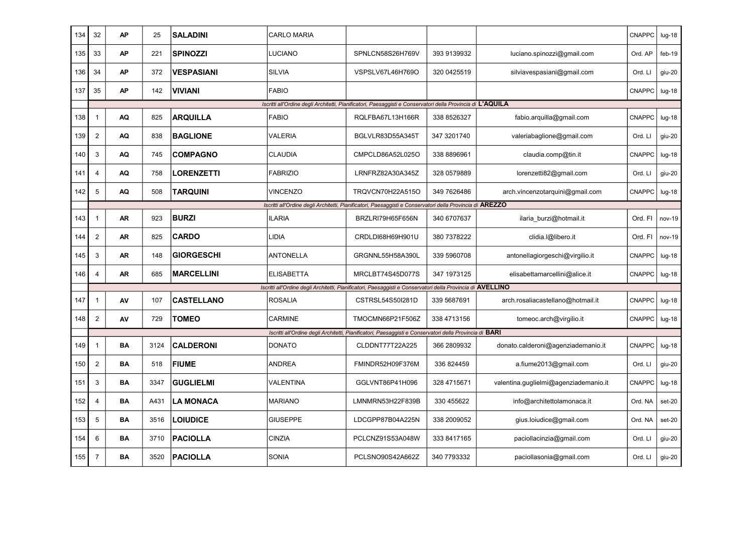| 134 | 32 | AP | 25 | **SALADINI** | CARLO MARIA | | | | CNAPPC | lug-18 |
|---|---|---|---|---|---|---|---|---|---|---|
| 135 | 33 | AP | 221 | **SPINOZZI** | LUCIANO | SPNLCN58S26H769V | 393 9139932 | luciano.spinozzi@gmail.com | Ord. AP | feb-19 |
| 136 | 34 | AP | 372 | **VESPASIANI** | SILVIA | VSPSLV67L46H769O | 320 0425519 | silviavespasiani@gmail.com | Ord. LI | giu-20 |
| 137 | 35 | AP | 142 | **VIVIANI** | FABIO | | | | CNAPPC | lug-18 |
| | *Iscritti all'Ordine degli Architetti, Pianificatori, Paesaggisti e Conservatori della Provincia di* **L'AQUILA** | | | | | | | | | |
| 138 | 1 | AQ | 825 | **ARQUILLA** | FABIO | RQLFBA67L13H166R | 338 8526327 | fabio.arquilla@gmail.com | CNAPPC | lug-18 |
| 139 | 2 | AQ | 838 | **BAGLIONE** | VALERIA | BGLVLR83D55A345T | 347 3201740 | valeriabaglione@gmail.com | Ord. LI | giu-20 |
| 140 | 3 | AQ | 745 | **COMPAGNO** | CLAUDIA | CMPCLD86A52L025O | 338 8896961 | claudia.comp@tin.it | CNAPPC | lug-18 |
| 141 | 4 | AQ | 758 | **LORENZETTI** | FABRIZIO | LRNFRZ82A30A345Z | 328 0579889 | lorenzetti82@gmail.com | Ord. LI | giu-20 |
| 142 | 5 | AQ | 508 | **TARQUINI** | VINCENZO | TRQVCN70H22A515O | 349 7626486 | arch.vincenzotarquini@gmail.com | CNAPPC | lug-18 |
| | *Iscritti all'Ordine degli Architetti, Pianificatori, Paesaggisti e Conservatori della Provincia di* **AREZZO** | | | | | | | | | |
| 143 | 1 | AR | 923 | **BURZI** | ILARIA | BRZLRI79H65F656N | 340 6707637 | ilaria_burzi@hotmail.it | Ord. FI | nov-19 |
| 144 | 2 | AR | 825 | **CARDO** | LIDIA | CRDLDI68H69H901U | 380 7378222 | clidia.l@libero.it | Ord. FI | nov-19 |
| 145 | 3 | AR | 148 | **GIORGESCHI** | ANTONELLA | GRGNNL55H58A390L | 339 5960708 | antonellagiorgeschi@virgilio.it | CNAPPC | lug-18 |
| 146 | 4 | AR | 685 | **MARCELLINI** | ELISABETTA | MRCLBT74S45D077S | 347 1973125 | elisabettamarcellini@alice.it | CNAPPC | lug-18 |
| | *Iscritti all'Ordine degli Architetti, Pianificatori, Paesaggisti e Conservatori della Provincia di* **AVELLINO** | | | | | | | | | |
| 147 | 1 | AV | 107 | **CASTELLANO** | ROSALIA | CSTRSL54S50I281D | 339 5687691 | arch.rosaliacastellano@hotmail.it | CNAPPC | lug-18 |
| 148 | 2 | AV | 729 | **TOMEO** | CARMINE | TMOCMN66P21F506Z | 338 4713156 | tomeoc.arch@virgilio.it | CNAPPC | lug-18 |
| | *Iscritti all'Ordine degli Architetti, Pianificatori, Paesaggisti e Conservatori della Provincia di* **BARI** | | | | | | | | | |
| 149 | 1 | BA | 3124 | **CALDERONI** | DONATO | CLDDNT77T22A225 | 366 2809932 | donato.calderoni@agenziademanio.it | CNAPPC | lug-18 |
| 150 | 2 | BA | 518 | **FIUME** | ANDREA | FMINDR52H09F376M | 336 824459 | a.fiume2013@gmail.com | Ord. LI | giu-20 |
| 151 | 3 | BA | 3347 | **GUGLIELMI** | VALENTINA | GGLVNT86P41H096 | 328 4715671 | valentina.guglielmi@agenziademanio.it | CNAPPC | lug-18 |
| 152 | 4 | BA | A431 | **LA MONACA** | MARIANO | LMNMRN53H22F839B | 330 455622 | info@architettolamonaca.it | Ord. NA | set-20 |
| 153 | 5 | BA | 3516 | **LOIUDICE** | GIUSEPPE | LDCGPP87B04A225N | 338 2009052 | gius.loiudice@gmail.com | Ord. NA | set-20 |
| 154 | 6 | BA | 3710 | **PACIOLLA** | CINZIA | PCLCNZ91S53A048W | 333 8417165 | paciollacinzia@gmail.com | Ord. LI | giu-20 |
| 155 | 7 | BA | 3520 | **PACIOLLA** | SONIA | PCLSNO90S42A662Z | 340 7793332 | paciollasonia@gmail.com | Ord. LI | giu-20 |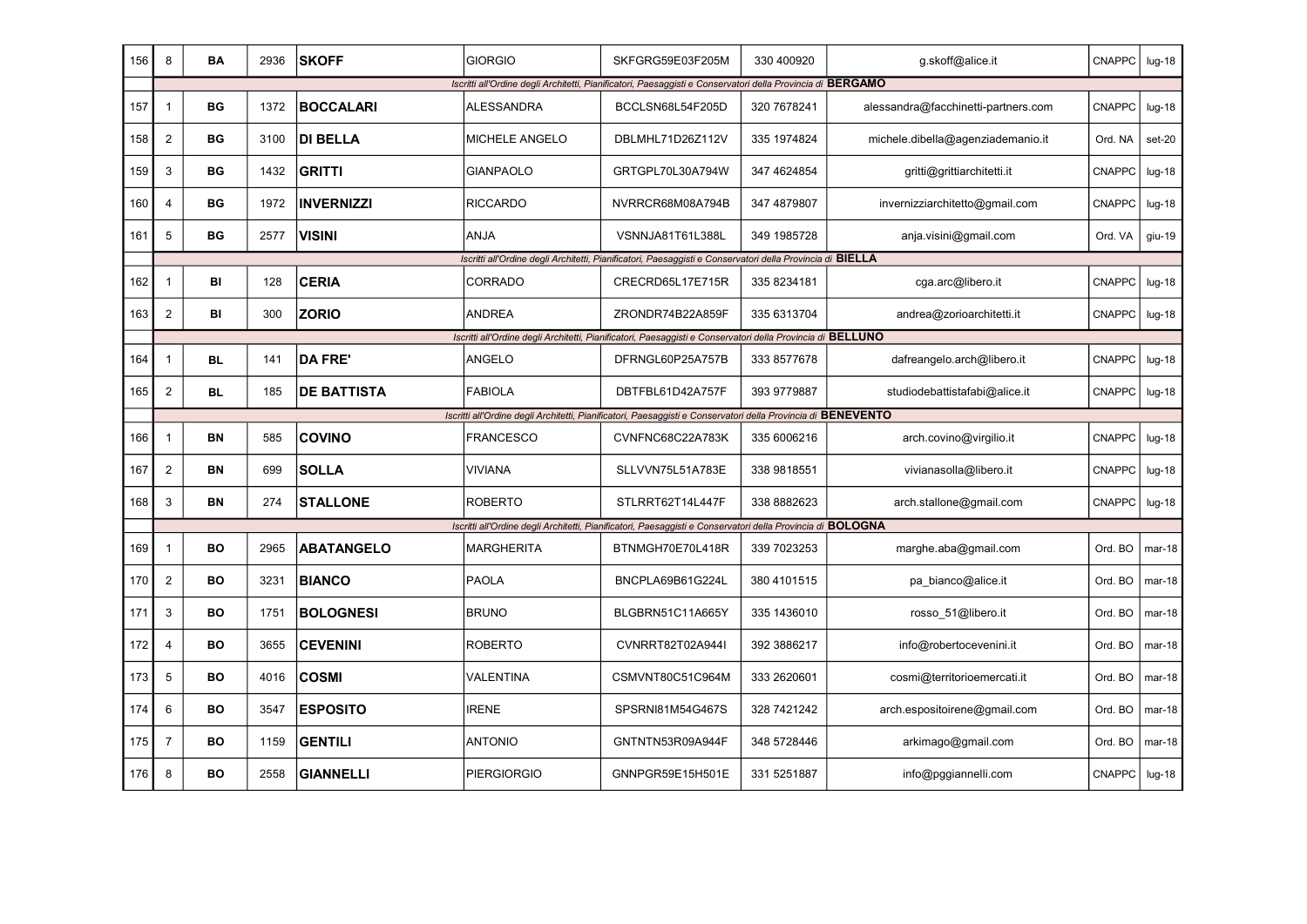| 156 | 8 | BA | 2936 | **SKOFF** | GIORGIO | SKFGRG59E03F205M | 330 400920 | g.skoff@alice.it | CNAPPC | lug-18 |
|---|---|---|---|---|---|---|---|---|---|---|
| | *Iscritti all'Ordine degli Architetti, Pianificatori, Paesaggisti e Conservatori della Provincia di* **BERGAMO** | | | | | | | | | |
| 157 | 1 | BG | 1372 | **BOCCALARI** | ALESSANDRA | BCCLSN68L54F205D | 320 7678241 | alessandra@facchinetti-partners.com | CNAPPC | lug-18 |
| 158 | 2 | BG | 3100 | **DI BELLA** | MICHELE ANGELO | DBLMHL71D26Z112V | 335 1974824 | michele.dibella@agenziademanio.it | Ord. NA | set-20 |
| 159 | 3 | BG | 1432 | **GRITTI** | GIANPAOLO | GRTGPL70L30A794W | 347 4624854 | gritti@grittiarchitetti.it | CNAPPC | lug-18 |
| 160 | 4 | BG | 1972 | **INVERNIZZI** | RICCARDO | NVRRCR68M08A794B | 347 4879807 | invernizziarchitetto@gmail.com | CNAPPC | lug-18 |
| 161 | 5 | BG | 2577 | **VISINI** | ANJA | VSNNJA81T61L388L | 349 1985728 | anja.visini@gmail.com | Ord. VA | giu-19 |
| | *Iscritti all'Ordine degli Architetti, Pianificatori, Paesaggisti e Conservatori della Provincia di* **BIELLA** | | | | | | | | | |
| 162 | 1 | BI | 128 | **CERIA** | CORRADO | CRECRD65L17E715R | 335 8234181 | cga.arc@libero.it | CNAPPC | lug-18 |
| 163 | 2 | BI | 300 | **ZORIO** | ANDREA | ZRONDR74B22A859F | 335 6313704 | andrea@zorioarchitetti.it | CNAPPC | lug-18 |
| | *Iscritti all'Ordine degli Architetti, Pianificatori, Paesaggisti e Conservatori della Provincia di* **BELLUNO** | | | | | | | | | |
| 164 | 1 | BL | 141 | **DA FRE'** | ANGELO | DFRNGL60P25A757B | 333 8577678 | dafreangelo.arch@libero.it | CNAPPC | lug-18 |
| 165 | 2 | BL | 185 | **DE BATTISTA** | FABIOLA | DBTFBL61D42A757F | 393 9779887 | studiodebattistafabi@alice.it | CNAPPC | lug-18 |
| | *Iscritti all'Ordine degli Architetti, Pianificatori, Paesaggisti e Conservatori della Provincia di* **BENEVENTO** | | | | | | | | | |
| 166 | 1 | BN | 585 | **COVINO** | FRANCESCO | CVNFNC68C22A783K | 335 6006216 | arch.covino@virgilio.it | CNAPPC | lug-18 |
| 167 | 2 | BN | 699 | **SOLLA** | VIVIANA | SLLVVN75L51A783E | 338 9818551 | vivianasolla@libero.it | CNAPPC | lug-18 |
| 168 | 3 | BN | 274 | **STALLONE** | ROBERTO | STLRRT62T14L447F | 338 8882623 | arch.stallone@gmail.com | CNAPPC | lug-18 |
| | *Iscritti all'Ordine degli Architetti, Pianificatori, Paesaggisti e Conservatori della Provincia di* **BOLOGNA** | | | | | | | | | |
| 169 | 1 | BO | 2965 | **ABATANGELO** | MARGHERITA | BTNMGH70E70L418R | 339 7023253 | marghe.aba@gmail.com | Ord. BO | mar-18 |
| 170 | 2 | BO | 3231 | **BIANCO** | PAOLA | BNCPLA69B61G224L | 380 4101515 | pa_bianco@alice.it | Ord. BO | mar-18 |
| 171 | 3 | BO | 1751 | **BOLOGNESI** | BRUNO | BLGBRN51C11A665Y | 335 1436010 | rosso_51@libero.it | Ord. BO | mar-18 |
| 172 | 4 | BO | 3655 | **CEVENINI** | ROBERTO | CVNRRT82T02A944I | 392 3886217 | info@robertocevenini.it | Ord. BO | mar-18 |
| 173 | 5 | BO | 4016 | **COSMI** | VALENTINA | CSMVNT80C51C964M | 333 2620601 | cosmi@territorioemercati.it | Ord. BO | mar-18 |
| 174 | 6 | BO | 3547 | **ESPOSITO** | IRENE | SPSRNI81M54G467S | 328 7421242 | arch.espositoirene@gmail.com | Ord. BO | mar-18 |
| 175 | 7 | BO | 1159 | **GENTILI** | ANTONIO | GNTNTN53R09A944F | 348 5728446 | arkimago@gmail.com | Ord. BO | mar-18 |
| 176 | 8 | BO | 2558 | **GIANNELLI** | PIERGIORGIO | GNNPGR59E15H501E | 331 5251887 | info@pggiannelli.com | CNAPPC | lug-18 |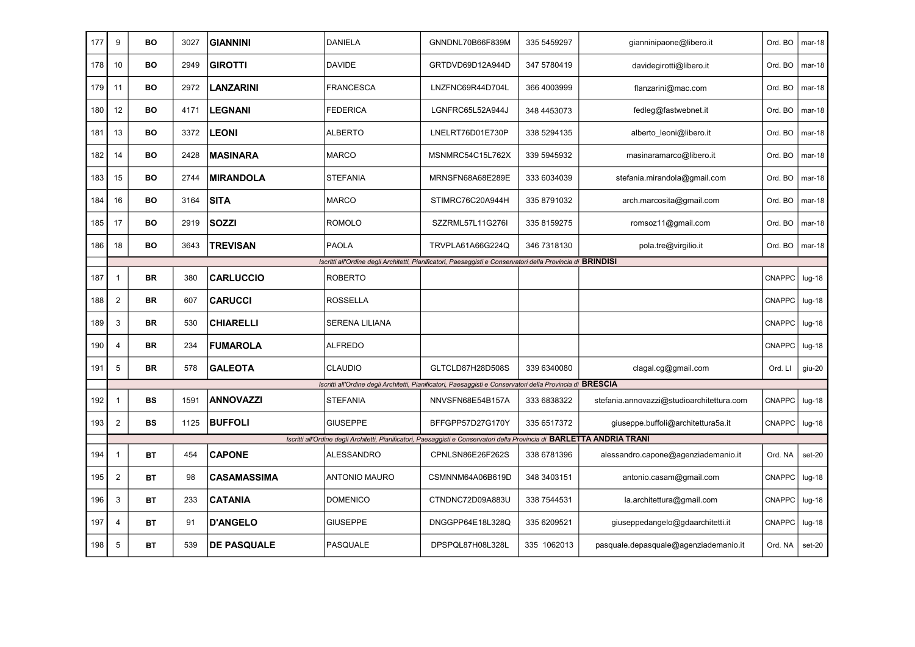| | | | | | | | | | | |
|---|---|---|---|---|---|---|---|---|---|---|
| 177 | 9 | **BO** | 3027 | **GIANNINI** | DANIELA | GNNDNL70B66F839M | 335 5459297 | gianninipaone@libero.it | Ord. BO | mar-18 |
| 178 | 10 | **BO** | 2949 | **GIROTTI** | DAVIDE | GRTDVD69D12A944D | 347 5780419 | davidegirotti@libero.it | Ord. BO | mar-18 |
| 179 | 11 | **BO** | 2972 | **LANZARINI** | FRANCESCA | LNZFNC69R44D704L | 366 4003999 | flanzarini@mac.com | Ord. BO | mar-18 |
| 180 | 12 | **BO** | 4171 | **LEGNANI** | FEDERICA | LGNFRC65L52A944J | 348 4453073 | fedleg@fastwebnet.it | Ord. BO | mar-18 |
| 181 | 13 | **BO** | 3372 | **LEONI** | ALBERTO | LNELRT76D01E730P | 338 5294135 | alberto_leoni@libero.it | Ord. BO | mar-18 |
| 182 | 14 | **BO** | 2428 | **MASINARA** | MARCO | MSNMRC54C15L762X | 339 5945932 | masinaramarco@libero.it | Ord. BO | mar-18 |
| 183 | 15 | **BO** | 2744 | **MIRANDOLA** | STEFANIA | MRNSFN68A68E289E | 333 6034039 | stefania.mirandola@gmail.com | Ord. BO | mar-18 |
| 184 | 16 | **BO** | 3164 | **SITA** | MARCO | STIMRC76C20A944H | 335 8791032 | arch.marcosita@gmail.com | Ord. BO | mar-18 |
| 185 | 17 | **BO** | 2919 | **SOZZI** | ROMOLO | SZZRML57L11G276I | 335 8159275 | romsoz11@gmail.com | Ord. BO | mar-18 |
| 186 | 18 | **BO** | 3643 | **TREVISAN** | PAOLA | TRVPLA61A66G224Q | 346 7318130 | pola.tre@virgilio.it | Ord. BO | mar-18 |
| | *Iscritti all'Ordine degli Architetti, Pianificatori, Paesaggisti e Conservatori della Provincia di* **BRINDISI** | | | | | | | | | |
| 187 | 1 | **BR** | 380 | **CARLUCCIO** | ROBERTO | | | | CNAPPC | lug-18 |
| 188 | 2 | **BR** | 607 | **CARUCCI** | ROSSELLA | | | | CNAPPC | lug-18 |
| 189 | 3 | **BR** | 530 | **CHIARELLI** | SERENA LILIANA | | | | CNAPPC | lug-18 |
| 190 | 4 | **BR** | 234 | **FUMAROLA** | ALFREDO | | | | CNAPPC | lug-18 |
| 191 | 5 | **BR** | 578 | **GALEOTA** | CLAUDIO | GLTCLD87H28D508S | 339 6340080 | clagal.cg@gmail.com | Ord. LI | giu-20 |
| | *Iscritti all'Ordine degli Architetti, Pianificatori, Paesaggisti e Conservatori della Provincia di* **BRESCIA** | | | | | | | | | |
| 192 | 1 | **BS** | 1591 | **ANNOVAZZI** | STEFANIA | NNVSFN68E54B157A | 333 6838322 | stefania.annovazzi@studioarchitettura.com | CNAPPC | lug-18 |
| 193 | 2 | **BS** | 1125 | **BUFFOLI** | GIUSEPPE | BFFGPP57D27G170Y | 335 6517372 | giuseppe.buffoli@architettura5a.it | CNAPPC | lug-18 |
| | *Iscritti all'Ordine degli Architetti, Pianificatori, Paesaggisti e Conservatori della Provincia di* **BARLETTA ANDRIA TRANI** | | | | | | | | | |
| 194 | 1 | **BT** | 454 | **CAPONE** | ALESSANDRO | CPNLSN86E26F262S | 338 6781396 | alessandro.capone@agenziademanio.it | Ord. NA | set-20 |
| 195 | 2 | **BT** | 98 | **CASAMASSIMA** | ANTONIO MAURO | CSMNNM64A06B619D | 348 3403151 | antonio.casam@gmail.com | CNAPPC | lug-18 |
| 196 | 3 | **BT** | 233 | **CATANIA** | DOMENICO | CTNDNC72D09A883U | 338 7544531 | la.architettura@gmail.com | CNAPPC | lug-18 |
| 197 | 4 | **BT** | 91 | **D'ANGELO** | GIUSEPPE | DNGGPP64E18L328Q | 335 6209521 | giuseppedangelo@gdaarchitetti.it | CNAPPC | lug-18 |
| 198 | 5 | **BT** | 539 | **DE PASQUALE** | PASQUALE | DPSPQL87H08L328L | 335 1062013 | pasquale.depasquale@agenziademanio.it | Ord. NA | set-20 |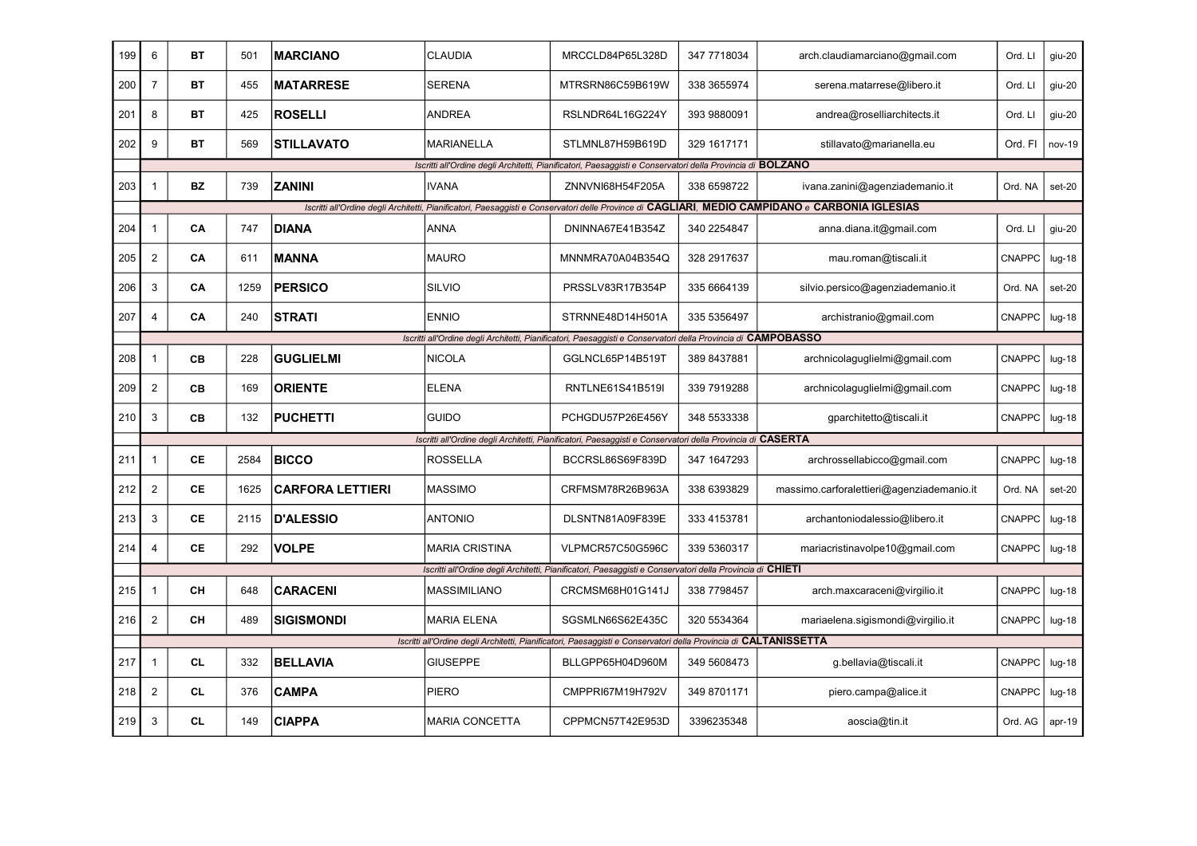| | | | | | | | | | | |
|---|---|---|---|---|---|---|---|---|---|---|
| 199 | 6 | BT | 501 | **MARCIANO** | CLAUDIA | MRCCLD84P65L328D | 347 7718034 | arch.claudiamarciano@gmail.com | Ord. LI | giu-20 |
| 200 | 7 | BT | 455 | **MATARRESE** | SERENA | MTRSRN86C59B619W | 338 3655974 | serena.matarrese@libero.it | Ord. LI | giu-20 |
| 201 | 8 | BT | 425 | **ROSELLI** | ANDREA | RSLNDR64L16G224Y | 393 9880091 | andrea@roselliarchitects.it | Ord. LI | giu-20 |
| 202 | 9 | BT | 569 | **STILLAVATO** | MARIANELLA | STLMNL87H59B619D | 329 1617171 | stillavato@marianella.eu | Ord. FI | nov-19 |
| | *Iscritti all'Ordine degli Architetti, Pianificatori, Paesaggisti e Conservatori della Provincia di* **BOLZANO** | | | | | | | | | |
| 203 | 1 | BZ | 739 | **ZANINI** | IVANA | ZNNVNI68H54F205A | 338 6598722 | ivana.zanini@agenziademanio.it | Ord. NA | set-20 |
| | *Iscritti all'Ordine degli Architetti, Pianificatori, Paesaggisti e Conservatori delle Province di* **CAGLIARI**, **MEDIO CAMPIDANO** *e* **CARBONIA IGLESIAS** | | | | | | | | | |
| 204 | 1 | CA | 747 | **DIANA** | ANNA | DNINNA67E41B354Z | 340 2254847 | anna.diana.it@gmail.com | Ord. LI | giu-20 |
| 205 | 2 | CA | 611 | **MANNA** | MAURO | MNNMRA70A04B354Q | 328 2917637 | mau.roman@tiscali.it | CNAPPC | lug-18 |
| 206 | 3 | CA | 1259 | **PERSICO** | SILVIO | PRSSLV83R17B354P | 335 6664139 | silvio.persico@agenziademanio.it | Ord. NA | set-20 |
| 207 | 4 | CA | 240 | **STRATI** | ENNIO | STRNNE48D14H501A | 335 5356497 | archistranio@gmail.com | CNAPPC | lug-18 |
| | *Iscritti all'Ordine degli Architetti, Pianificatori, Paesaggisti e Conservatori della Provincia di* **CAMPOBASSO** | | | | | | | | | |
| 208 | 1 | CB | 228 | **GUGLIELMI** | NICOLA | GGLNCL65P14B519T | 389 8437881 | archnicolaguglielmi@gmail.com | CNAPPC | lug-18 |
| 209 | 2 | CB | 169 | **ORIENTE** | ELENA | RNTLNE61S41B519I | 339 7919288 | archnicolaguglielmi@gmail.com | CNAPPC | lug-18 |
| 210 | 3 | CB | 132 | **PUCHETTI** | GUIDO | PCHGDU57P26E456Y | 348 5533338 | gparchitetto@tiscali.it | CNAPPC | lug-18 |
| | *Iscritti all'Ordine degli Architetti, Pianificatori, Paesaggisti e Conservatori della Provincia di* **CASERTA** | | | | | | | | | |
| 211 | 1 | CE | 2584 | **BICCO** | ROSSELLA | BCCRSL86S69F839D | 347 1647293 | archrossellabicco@gmail.com | CNAPPC | lug-18 |
| 212 | 2 | CE | 1625 | **CARFORA LETTIERI** | MASSIMO | CRFMSM78R26B963A | 338 6393829 | massimo.carforalettieri@agenziademanio.it | Ord. NA | set-20 |
| 213 | 3 | CE | 2115 | **D'ALESSIO** | ANTONIO | DLSNTN81A09F839E | 333 4153781 | archantoniodalessio@libero.it | CNAPPC | lug-18 |
| 214 | 4 | CE | 292 | **VOLPE** | MARIA CRISTINA | VLPMCR57C50G596C | 339 5360317 | mariacristinavolpe10@gmail.com | CNAPPC | lug-18 |
| | *Iscritti all'Ordine degli Architetti, Pianificatori, Paesaggisti e Conservatori della Provincia di* **CHIETI** | | | | | | | | | |
| 215 | 1 | CH | 648 | **CARACENI** | MASSIMILIANO | CRCMSM68H01G141J | 338 7798457 | arch.maxcaraceni@virgilio.it | CNAPPC | lug-18 |
| 216 | 2 | CH | 489 | **SIGISMONDI** | MARIA ELENA | SGSMLN66S62E435C | 320 5534364 | mariaelena.sigismondi@virgilio.it | CNAPPC | lug-18 |
| | *Iscritti all'Ordine degli Architetti, Pianificatori, Paesaggisti e Conservatori della Provincia di* **CALTANISSETTA** | | | | | | | | | |
| 217 | 1 | CL | 332 | **BELLAVIA** | GIUSEPPE | BLLGPP65H04D960M | 349 5608473 | g.bellavia@tiscali.it | CNAPPC | lug-18 |
| 218 | 2 | CL | 376 | **CAMPA** | PIERO | CMPPRI67M19H792V | 349 8701171 | piero.campa@alice.it | CNAPPC | lug-18 |
| 219 | 3 | CL | 149 | **CIAPPA** | MARIA CONCETTA | CPPMCN57T42E953D | 3396235348 | aoscia@tin.it | Ord. AG | apr-19 |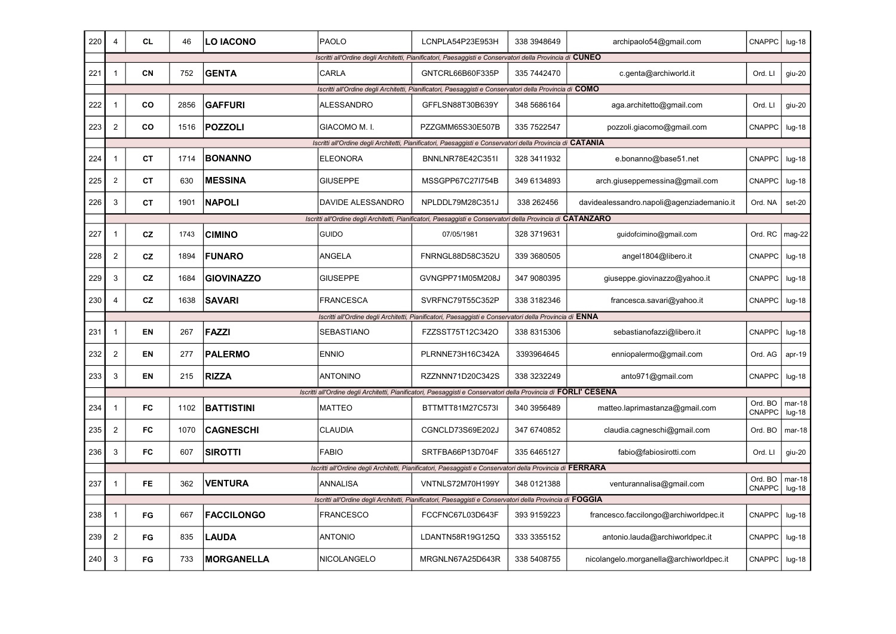| | | | | | | | | | | |
|---|---|---|---|---|---|---|---|---|---|---|
| 220 | 4 | CL | 46 | **LO IACONO** | PAOLO | LCNPLA54P23E953H | 338 3948649 | archipaolo54@gmail.com | CNAPPC | lug-18 |
| | *Iscritti all'Ordine degli Architetti, Pianificatori, Paesaggisti e Conservatori della Provincia di* **CUNEO** | | | | | | | | | |
| 221 | 1 | CN | 752 | **GENTA** | CARLA | GNTCRL66B60F335P | 335 7442470 | c.genta@archiworld.it | Ord. LI | giu-20 |
| | *Iscritti all'Ordine degli Architetti, Pianificatori, Paesaggisti e Conservatori della Provincia di* **COMO** | | | | | | | | | |
| 222 | 1 | CO | 2856 | **GAFFURI** | ALESSANDRO | GFFLSN88T30B639Y | 348 5686164 | aga.architetto@gmail.com | Ord. LI | giu-20 |
| 223 | 2 | CO | 1516 | **POZZOLI** | GIACOMO M. I. | PZZGMM65S30E507B | 335 7522547 | pozzoli.giacomo@gmail.com | CNAPPC | lug-18 |
| | *Iscritti all'Ordine degli Architetti, Pianificatori, Paesaggisti e Conservatori della Provincia di* **CATANIA** | | | | | | | | | |
| 224 | 1 | CT | 1714 | **BONANNO** | ELEONORA | BNNLNR78E42C351I | 328 3411932 | e.bonanno@base51.net | CNAPPC | lug-18 |
| 225 | 2 | CT | 630 | **MESSINA** | GIUSEPPE | MSSGPP67C27I754B | 349 6134893 | arch.giuseppemessina@gmail.com | CNAPPC | lug-18 |
| 226 | 3 | CT | 1901 | **NAPOLI** | DAVIDE ALESSANDRO | NPLDDL79M28C351J | 338 262456 | davidealessandro.napoli@agenziademanio.it | Ord. NA | set-20 |
| | *Iscritti all'Ordine degli Architetti, Pianificatori, Paesaggisti e Conservatori della Provincia di* **CATANZARO** | | | | | | | | | |
| 227 | 1 | CZ | 1743 | **CIMINO** | GUIDO | 07/05/1981 | 328 3719631 | guidofcimino@gmail.com | Ord. RC | mag-22 |
| 228 | 2 | CZ | 1894 | **FUNARO** | ANGELA | FNRNGL88D58C352U | 339 3680505 | angel1804@libero.it | CNAPPC | lug-18 |
| 229 | 3 | CZ | 1684 | **GIOVINAZZO** | GIUSEPPE | GVNGPP71M05M208J | 347 9080395 | giuseppe.giovinazzo@yahoo.it | CNAPPC | lug-18 |
| 230 | 4 | CZ | 1638 | **SAVARI** | FRANCESCA | SVRFNC79T55C352P | 338 3182346 | francesca.savari@yahoo.it | CNAPPC | lug-18 |
| | *Iscritti all'Ordine degli Architetti, Pianificatori, Paesaggisti e Conservatori della Provincia di* **ENNA** | | | | | | | | | |
| 231 | 1 | EN | 267 | **FAZZI** | SEBASTIANO | FZZSST75T12C342O | 338 8315306 | sebastianofazzi@libero.it | CNAPPC | lug-18 |
| 232 | 2 | EN | 277 | **PALERMO** | ENNIO | PLRNNE73H16C342A | 3393964645 | enniopalermo@gmail.com | Ord. AG | apr-19 |
| 233 | 3 | EN | 215 | **RIZZA** | ANTONINO | RZZNNN71D20C342S | 338 3232249 | anto971@gmail.com | CNAPPC | lug-18 |
| | *Iscritti all'Ordine degli Architetti, Pianificatori, Paesaggisti e Conservatori della Provincia di* **FORLI' CESENA** | | | | | | | | | |
| 234 | 1 | FC | 1102 | **BATTISTINI** | MATTEO | BTTMTT81M27C573I | 340 3956489 | matteo.laprimastanza@gmail.com | Ord. BO CNAPPC | mar-18 lug-18 |
| 235 | 2 | FC | 1070 | **CAGNESCHI** | CLAUDIA | CGNCLD73S69E202J | 347 6740852 | claudia.cagneschi@gmail.com | Ord. BO | mar-18 |
| 236 | 3 | FC | 607 | **SIROTTI** | FABIO | SRTFBA66P13D704F | 335 6465127 | fabio@fabiosirotti.com | Ord. LI | giu-20 |
| | *Iscritti all'Ordine degli Architetti, Pianificatori, Paesaggisti e Conservatori della Provincia di* **FERRARA** | | | | | | | | | |
| 237 | 1 | FE | 362 | **VENTURA** | ANNALISA | VNTNLS72M70H199Y | 348 0121388 | venturannalisa@gmail.com | Ord. BO CNAPPC | mar-18 lug-18 |
| | *Iscritti all'Ordine degli Architetti, Pianificatori, Paesaggisti e Conservatori della Provincia di* **FOGGIA** | | | | | | | | | |
| 238 | 1 | FG | 667 | **FACCILONGO** | FRANCESCO | FCCFNC67L03D643F | 393 9159223 | francesco.faccilongo@archiworldpec.it | CNAPPC | lug-18 |
| 239 | 2 | FG | 835 | **LAUDA** | ANTONIO | LDANTN58R19G125Q | 333 3355152 | antonio.lauda@archiworldpec.it | CNAPPC | lug-18 |
| 240 | 3 | FG | 733 | **MORGANELLA** | NICOLANGELO | MRGNLN67A25D643R | 338 5408755 | nicolangelo.morganella@archiworldpec.it | CNAPPC | lug-18 |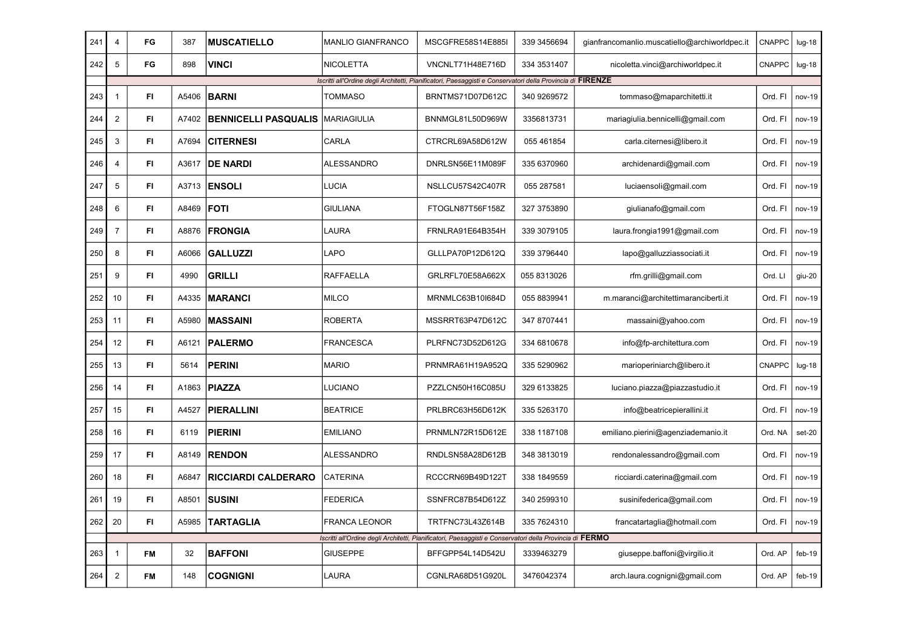| | | | | | | | | | | |
|---|---|---|---|---|---|---|---|---|---|---|
| 241 | 4 | FG | 387 | **MUSCATIELLO** | MANLIO GIANFRANCO | MSCGFRE58S14E885I | 339 3456694 | gianfrancomanlio.muscatiello@archiworldpec.it | CNAPPC | lug-18 |
| 242 | 5 | FG | 898 | **VINCI** | NICOLETTA | VNCNLT71H48E716D | 334 3531407 | nicoletta.vinci@archiworldpec.it | CNAPPC | lug-18 |
| | *Iscritti all'Ordine degli Architetti, Pianificatori, Paesaggisti e Conservatori della Provincia di* **FIRENZE** | | | | | | | | | |
| 243 | 1 | FI | A5406 | **BARNI** | TOMMASO | BRNTMS71D07D612C | 340 9269572 | tommaso@maparchitetti.it | Ord. FI | nov-19 |
| 244 | 2 | FI | A7402 | **BENNICELLI PASQUALIS** | MARIAGIULIA | BNNMGL81L50D969W | 3356813731 | mariagiulia.bennicelli@gmail.com | Ord. FI | nov-19 |
| 245 | 3 | FI | A7694 | **CITERNESI** | CARLA | CTRCRL69A58D612W | 055 461854 | carla.citernesi@libero.it | Ord. FI | nov-19 |
| 246 | 4 | FI | A3617 | **DE NARDI** | ALESSANDRO | DNRLSN56E11M089F | 335 6370960 | archidenardi@gmail.com | Ord. FI | nov-19 |
| 247 | 5 | FI | A3713 | **ENSOLI** | LUCIA | NSLLCU57S42C407R | 055 287581 | luciaensoli@gmail.com | Ord. FI | nov-19 |
| 248 | 6 | FI | A8469 | **FOTI** | GIULIANA | FTOGLN87T56F158Z | 327 3753890 | giulianafo@gmail.com | Ord. FI | nov-19 |
| 249 | 7 | FI | A8876 | **FRONGIA** | LAURA | FRNLRA91E64B354H | 339 3079105 | laura.frongia1991@gmail.com | Ord. FI | nov-19 |
| 250 | 8 | FI | A6066 | **GALLUZZI** | LAPO | GLLLPA70P12D612Q | 339 3796440 | lapo@galluzziassociati.it | Ord. FI | nov-19 |
| 251 | 9 | FI | 4990 | **GRILLI** | RAFFAELLA | GRLRFL70E58A662X | 055 8313026 | rfm.grilli@gmail.com | Ord. LI | giu-20 |
| 252 | 10 | FI | A4335 | **MARANCI** | MILCO | MRNMLC63B10I684D | 055 8839941 | m.maranci@architettimaranciberti.it | Ord. FI | nov-19 |
| 253 | 11 | FI | A5980 | **MASSAINI** | ROBERTA | MSSRRT63P47D612C | 347 8707441 | massaini@yahoo.com | Ord. FI | nov-19 |
| 254 | 12 | FI | A6121 | **PALERMO** | FRANCESCA | PLRFNC73D52D612G | 334 6810678 | info@fp-architettura.com | Ord. FI | nov-19 |
| 255 | 13 | FI | 5614 | **PERINI** | MARIO | PRNMRA61H19A952Q | 335 5290962 | marioperiniarch@libero.it | CNAPPC | lug-18 |
| 256 | 14 | FI | A1863 | **PIAZZA** | LUCIANO | PZZLCN50H16C085U | 329 6133825 | luciano.piazza@piazzastudio.it | Ord. FI | nov-19 |
| 257 | 15 | FI | A4527 | **PIERALLINI** | BEATRICE | PRLBRC63H56D612K | 335 5263170 | info@beatricepierallini.it | Ord. FI | nov-19 |
| 258 | 16 | FI | 6119 | **PIERINI** | EMILIANO | PRNMLN72R15D612E | 338 1187108 | emiliano.pierini@agenziademanio.it | Ord. NA | set-20 |
| 259 | 17 | FI | A8149 | **RENDON** | ALESSANDRO | RNDLSN58A28D612B | 348 3813019 | rendonalessandro@gmail.com | Ord. FI | nov-19 |
| 260 | 18 | FI | A6847 | **RICCIARDI CALDERARO** | CATERINA | RCCCRN69B49D122T | 338 1849559 | ricciardi.caterina@gmail.com | Ord. FI | nov-19 |
| 261 | 19 | FI | A8501 | **SUSINI** | FEDERICA | SSNFRC87B54D612Z | 340 2599310 | susinifederica@gmail.com | Ord. FI | nov-19 |
| 262 | 20 | FI | A5985 | **TARTAGLIA** | FRANCA LEONOR | TRTFNC73L43Z614B | 335 7624310 | francatartaglia@hotmail.com | Ord. FI | nov-19 |
| | *Iscritti all'Ordine degli Architetti, Pianificatori, Paesaggisti e Conservatori della Provincia di* **FERMO** | | | | | | | | | |
| 263 | 1 | FM | 32 | **BAFFONI** | GIUSEPPE | BFFGPP54L14D542U | 3339463279 | giuseppe.baffoni@virgilio.it | Ord. AP | feb-19 |
| 264 | 2 | FM | 148 | **COGNIGNI** | LAURA | CGNLRA68D51G920L | 3476042374 | arch.laura.cognigni@gmail.com | Ord. AP | feb-19 |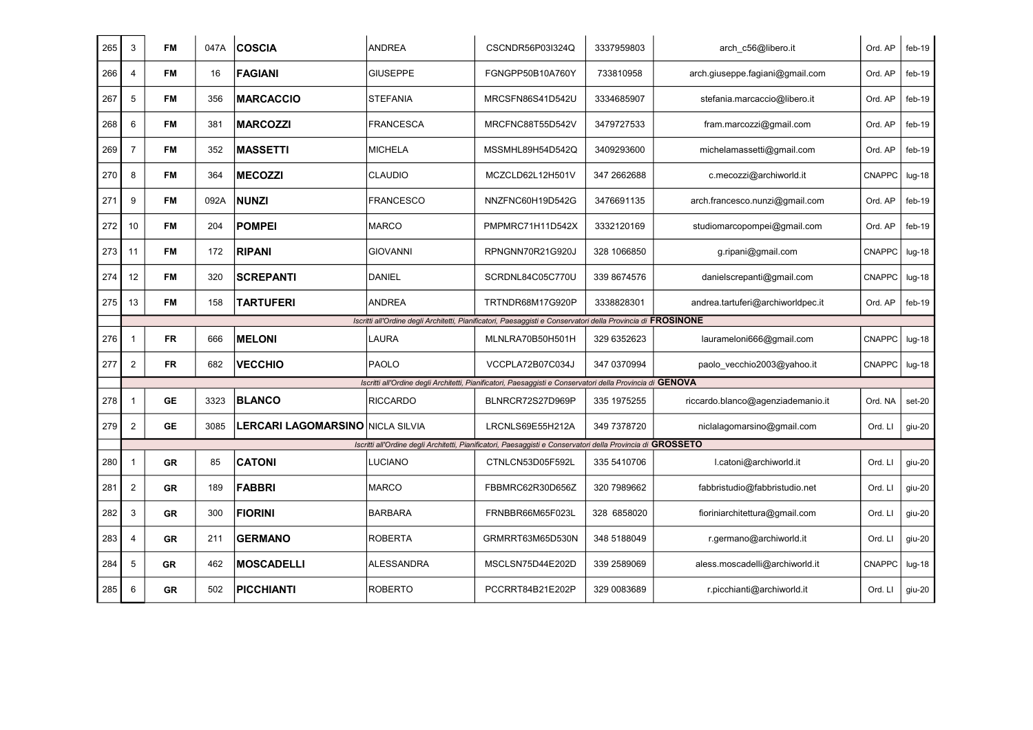| | | | | | | | | | | |
|---|---|---|---|---|---|---|---|---|---|---|
| 265 | 3 | FM | 047A | **COSCIA** | ANDREA | CSCNDR56P03I324Q | 3337959803 | arch_c56@libero.it | Ord. AP | feb-19 |
| 266 | 4 | FM | 16 | **FAGIANI** | GIUSEPPE | FGNGPP50B10A760Y | 733810958 | arch.giuseppe.fagiani@gmail.com | Ord. AP | feb-19 |
| 267 | 5 | FM | 356 | **MARCACCIO** | STEFANIA | MRCSFN86S41D542U | 3334685907 | stefania.marcaccio@libero.it | Ord. AP | feb-19 |
| 268 | 6 | FM | 381 | **MARCOZZI** | FRANCESCA | MRCFNC88T55D542V | 3479727533 | fram.marcozzi@gmail.com | Ord. AP | feb-19 |
| 269 | 7 | FM | 352 | **MASSETTI** | MICHELA | MSSMHL89H54D542Q | 3409293600 | michelamassetti@gmail.com | Ord. AP | feb-19 |
| 270 | 8 | FM | 364 | **MECOZZI** | CLAUDIO | MCZCLD62L12H501V | 347 2662688 | c.mecozzi@archiworld.it | CNAPPC | lug-18 |
| 271 | 9 | FM | 092A | **NUNZI** | FRANCESCO | NNZFNC60H19D542G | 3476691135 | arch.francesco.nunzi@gmail.com | Ord. AP | feb-19 |
| 272 | 10 | FM | 204 | **POMPEI** | MARCO | PMPMRC71H11D542X | 3332120169 | studiomarcopompei@gmail.com | Ord. AP | feb-19 |
| 273 | 11 | FM | 172 | **RIPANI** | GIOVANNI | RPNGNN70R21G920J | 328 1066850 | g.ripani@gmail.com | CNAPPC | lug-18 |
| 274 | 12 | FM | 320 | **SCREPANTI** | DANIEL | SCRDNL84C05C770U | 339 8674576 | danielscrepanti@gmail.com | CNAPPC | lug-18 |
| 275 | 13 | FM | 158 | **TARTUFERI** | ANDREA | TRTNDR68M17G920P | 3338828301 | andrea.tartuferi@archiworldpec.it | Ord. AP | feb-19 |
| | *Iscritti all'Ordine degli Architetti, Pianificatori, Paesaggisti e Conservatori della Provincia di* **FROSINONE** | | | | | | | | | |
| 276 | 1 | FR | 666 | **MELONI** | LAURA | MLNLRA70B50H501H | 329 6352623 | laurameloni666@gmail.com | CNAPPC | lug-18 |
| 277 | 2 | FR | 682 | **VECCHIO** | PAOLO | VCCPLA72B07C034J | 347 0370994 | paolo_vecchio2003@yahoo.it | CNAPPC | lug-18 |
| | *Iscritti all'Ordine degli Architetti, Pianificatori, Paesaggisti e Conservatori della Provincia di* **GENOVA** | | | | | | | | | |
| 278 | 1 | GE | 3323 | **BLANCO** | RICCARDO | BLNRCR72S27D969P | 335 1975255 | riccardo.blanco@agenziademanio.it | Ord. NA | set-20 |
| 279 | 2 | GE | 3085 | **LERCARI LAGOMARSINO** | NICLA SILVIA | LRCNLS69E55H212A | 349 7378720 | niclalagomarsino@gmail.com | Ord. LI | giu-20 |
| | *Iscritti all'Ordine degli Architetti, Pianificatori, Paesaggisti e Conservatori della Provincia di* **GROSSETO** | | | | | | | | | |
| 280 | 1 | GR | 85 | **CATONI** | LUCIANO | CTNLCN53D05F592L | 335 5410706 | l.catoni@archiworld.it | Ord. LI | giu-20 |
| 281 | 2 | GR | 189 | **FABBRI** | MARCO | FBBMRC62R30D656Z | 320 7989662 | fabbristudio@fabbristudio.net | Ord. LI | giu-20 |
| 282 | 3 | GR | 300 | **FIORINI** | BARBARA | FRNBBR66M65F023L | 328 6858020 | fioriniarchitettura@gmail.com | Ord. LI | giu-20 |
| 283 | 4 | GR | 211 | **GERMANO** | ROBERTA | GRMRRT63M65D530N | 348 5188049 | r.germano@archiworld.it | Ord. LI | giu-20 |
| 284 | 5 | GR | 462 | **MOSCADELLI** | ALESSANDRA | MSCLSN75D44E202D | 339 2589069 | aless.moscadelli@archiworld.it | CNAPPC | lug-18 |
| 285 | 6 | GR | 502 | **PICCHIANTI** | ROBERTO | PCCRRT84B21E202P | 329 0083689 | r.picchianti@archiworld.it | Ord. LI | giu-20 |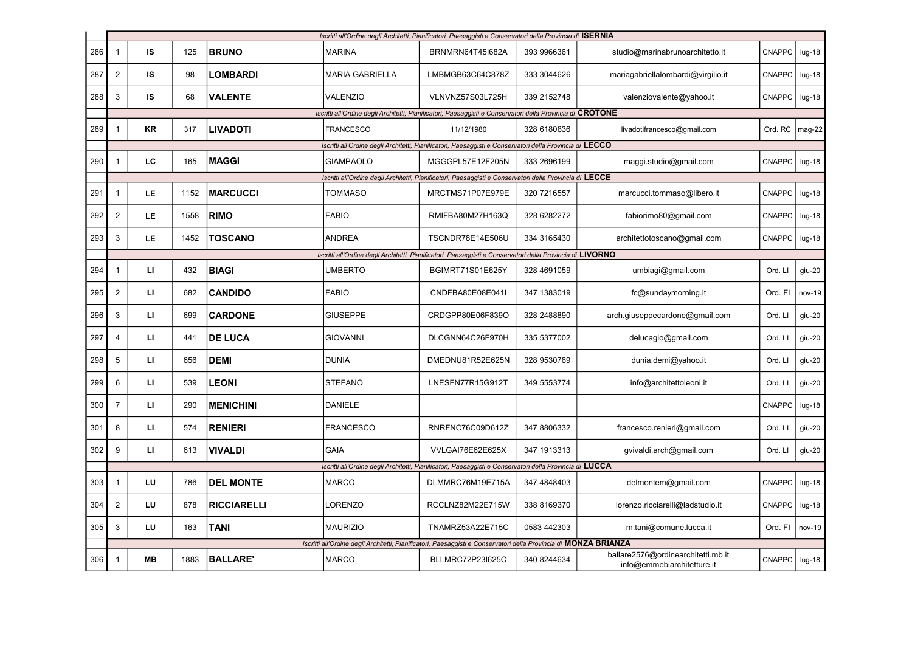| | | | | | | | | | | |
|---|---|---|---|---|---|---|---|---|---|---|
| | *Iscritti all'Ordine degli Architetti, Pianificatori, Paesaggisti e Conservatori della Provincia di* **ISERNIA** | | | | | | | | | |
| 286 | 1 | **IS** | 125 | **BRUNO** | MARINA | BRNMRN64T45I682A | 393 9966361 | studio@marinabrunoarchitetto.it | CNAPPC | lug-18 |
| 287 | 2 | **IS** | 98 | **LOMBARDI** | MARIA GABRIELLA | LMBMGB63C64C878Z | 333 3044626 | mariagabriellalombardi@virgilio.it | CNAPPC | lug-18 |
| 288 | 3 | **IS** | 68 | **VALENTE** | VALENZIO | VLNVNZ57S03L725H | 339 2152748 | valenziovalente@yahoo.it | CNAPPC | lug-18 |
| | *Iscritti all'Ordine degli Architetti, Pianificatori, Paesaggisti e Conservatori della Provincia di* **CROTONE** | | | | | | | | | |
| 289 | 1 | **KR** | 317 | **LIVADOTI** | FRANCESCO | 11/12/1980 | 328 6180836 | livadotifrancesco@gmail.com | Ord. RC | mag-22 |
| | *Iscritti all'Ordine degli Architetti, Pianificatori, Paesaggisti e Conservatori della Provincia di* **LECCO** | | | | | | | | | |
| 290 | 1 | **LC** | 165 | **MAGGI** | GIAMPAOLO | MGGGPL57E12F205N | 333 2696199 | maggi.studio@gmail.com | CNAPPC | lug-18 |
| | *Iscritti all'Ordine degli Architetti, Pianificatori, Paesaggisti e Conservatori della Provincia di* **LECCE** | | | | | | | | | |
| 291 | 1 | **LE** | 1152 | **MARCUCCI** | TOMMASO | MRCTMS71P07E979E | 320 7216557 | marcucci.tommaso@libero.it | CNAPPC | lug-18 |
| 292 | 2 | **LE** | 1558 | **RIMO** | FABIO | RMIFBA80M27H163Q | 328 6282272 | fabiorimo80@gmail.com | CNAPPC | lug-18 |
| 293 | 3 | **LE** | 1452 | **TOSCANO** | ANDREA | TSCNDR78E14E506U | 334 3165430 | architettotoscano@gmail.com | CNAPPC | lug-18 |
| | *Iscritti all'Ordine degli Architetti, Pianificatori, Paesaggisti e Conservatori della Provincia di* **LIVORNO** | | | | | | | | | |
| 294 | 1 | **LI** | 432 | **BIAGI** | UMBERTO | BGIMRT71S01E625Y | 328 4691059 | umbiagi@gmail.com | Ord. LI | giu-20 |
| 295 | 2 | **LI** | 682 | **CANDIDO** | FABIO | CNDFBA80E08E041I | 347 1383019 | fc@sundaymorning.it | Ord. FI | nov-19 |
| 296 | 3 | **LI** | 699 | **CARDONE** | GIUSEPPE | CRDGPP80E06F839O | 328 2488890 | arch.giuseppecardone@gmail.com | Ord. LI | giu-20 |
| 297 | 4 | **LI** | 441 | **DE LUCA** | GIOVANNI | DLCGNN64C26F970H | 335 5377002 | delucagio@gmail.com | Ord. LI | giu-20 |
| 298 | 5 | **LI** | 656 | **DEMI** | DUNIA | DMEDNU81R52E625N | 328 9530769 | dunia.demi@yahoo.it | Ord. LI | giu-20 |
| 299 | 6 | **LI** | 539 | **LEONI** | STEFANO | LNESFN77R15G912T | 349 5553774 | info@architettoleoni.it | Ord. LI | giu-20 |
| 300 | 7 | **LI** | 290 | **MENICHINI** | DANIELE | | | | CNAPPC | lug-18 |
| 301 | 8 | **LI** | 574 | **RENIERI** | FRANCESCO | RNRFNC76C09D612Z | 347 8806332 | francesco.renieri@gmail.com | Ord. LI | giu-20 |
| 302 | 9 | **LI** | 613 | **VIVALDI** | GAIA | VVLGAI76E62E625X | 347 1913313 | gvivaldi.arch@gmail.com | Ord. LI | giu-20 |
| | *Iscritti all'Ordine degli Architetti, Pianificatori, Paesaggisti e Conservatori della Provincia di* **LUCCA** | | | | | | | | | |
| 303 | 1 | **LU** | 786 | **DEL MONTE** | MARCO | DLMMRC76M19E715A | 347 4848403 | delmontem@gmail.com | CNAPPC | lug-18 |
| 304 | 2 | **LU** | 878 | **RICCIARELLI** | LORENZO | RCCLNZ82M22E715W | 338 8169370 | lorenzo.ricciarelli@ladstudio.it | CNAPPC | lug-18 |
| 305 | 3 | **LU** | 163 | **TANI** | MAURIZIO | TNAMRZ53A22E715C | 0583 442303 | m.tani@comune.lucca.it | Ord. FI | nov-19 |
| | *Iscritti all'Ordine degli Architetti, Pianificatori, Paesaggisti e Conservatori della Provincia di* **MONZA BRIANZA** | | | | | | | | | |
| 306 | 1 | **MB** | 1883 | **BALLARE'** | MARCO | BLLMRC72P23I625C | 340 8244634 | ballare2576@ordinearchitetti.mb.it info@emmebiarchitetture.it | CNAPPC | lug-18 |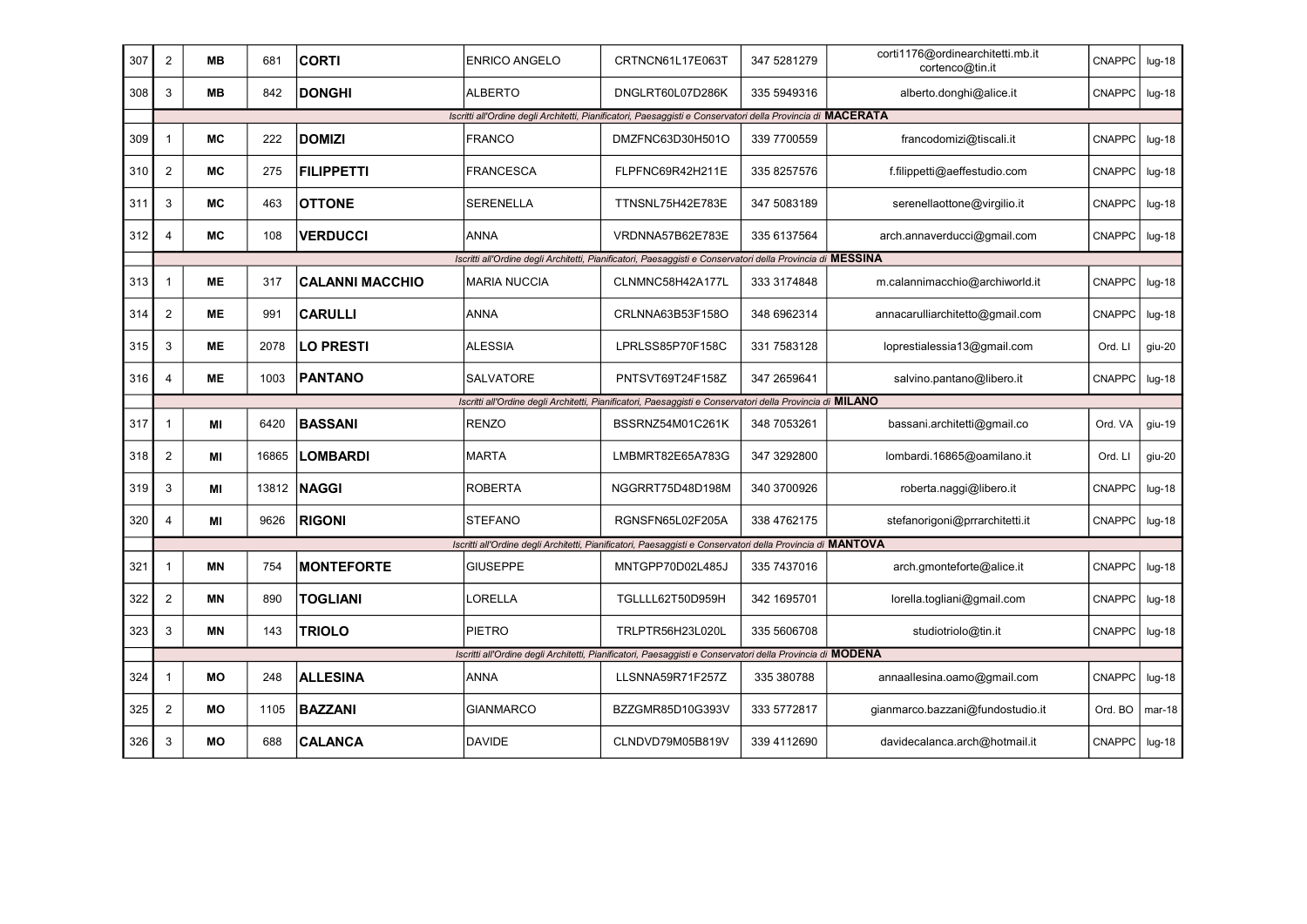| | | | | | | | | | | |
|---|---|---|---|---|---|---|---|---|---|---|
| 307 | 2 | MB | 681 | **CORTI** | ENRICO ANGELO | CRTNCN61L17E063T | 347 5281279 | corti1176@ordinearchitetti.mb.it cortenco@tin.it | CNAPPC | lug-18 |
| 308 | 3 | MB | 842 | **DONGHI** | ALBERTO | DNGLRT60L07D286K | 335 5949316 | alberto.donghi@alice.it | CNAPPC | lug-18 |
| | *Iscritti all'Ordine degli Architetti, Pianificatori, Paesaggisti e Conservatori della Provincia di* **MACERATA** | | | | | | | | | |
| 309 | 1 | MC | 222 | **DOMIZI** | FRANCO | DMZFNC63D30H501O | 339 7700559 | francodomizi@tiscali.it | CNAPPC | lug-18 |
| 310 | 2 | MC | 275 | **FILIPPETTI** | FRANCESCA | FLPFNC69R42H211E | 335 8257576 | f.filippetti@aeffestudio.com | CNAPPC | lug-18 |
| 311 | 3 | MC | 463 | **OTTONE** | SERENELLA | TTNSNL75H42E783E | 347 5083189 | serenellaottone@virgilio.it | CNAPPC | lug-18 |
| 312 | 4 | MC | 108 | **VERDUCCI** | ANNA | VRDNNA57B62E783E | 335 6137564 | arch.annaverducci@gmail.com | CNAPPC | lug-18 |
| | *Iscritti all'Ordine degli Architetti, Pianificatori, Paesaggisti e Conservatori della Provincia di* **MESSINA** | | | | | | | | | |
| 313 | 1 | ME | 317 | **CALANNI MACCHIO** | MARIA NUCCIA | CLNMNC58H42A177L | 333 3174848 | m.calannimacchio@archiworld.it | CNAPPC | lug-18 |
| 314 | 2 | ME | 991 | **CARULLI** | ANNA | CRLNNA63B53F158O | 348 6962314 | annacarulliarchitetto@gmail.com | CNAPPC | lug-18 |
| 315 | 3 | ME | 2078 | **LO PRESTI** | ALESSIA | LPRLSS85P70F158C | 331 7583128 | loprestialessia13@gmail.com | Ord. LI | giu-20 |
| 316 | 4 | ME | 1003 | **PANTANO** | SALVATORE | PNTSVT69T24F158Z | 347 2659641 | salvino.pantano@libero.it | CNAPPC | lug-18 |
| | *Iscritti all'Ordine degli Architetti, Pianificatori, Paesaggisti e Conservatori della Provincia di* **MILANO** | | | | | | | | | |
| 317 | 1 | MI | 6420 | **BASSANI** | RENZO | BSSRNZ54M01C261K | 348 7053261 | bassani.architetti@gmail.co | Ord. VA | giu-19 |
| 318 | 2 | MI | 16865 | **LOMBARDI** | MARTA | LMBMRT82E65A783G | 347 3292800 | lombardi.16865@oamilano.it | Ord. LI | giu-20 |
| 319 | 3 | MI | 13812 | **NAGGI** | ROBERTA | NGGRRT75D48D198M | 340 3700926 | roberta.naggi@libero.it | CNAPPC | lug-18 |
| 320 | 4 | MI | 9626 | **RIGONI** | STEFANO | RGNSFN65L02F205A | 338 4762175 | stefanorigoni@prrarchitetti.it | CNAPPC | lug-18 |
| | *Iscritti all'Ordine degli Architetti, Pianificatori, Paesaggisti e Conservatori della Provincia di* **MANTOVA** | | | | | | | | | |
| 321 | 1 | MN | 754 | **MONTEFORTE** | GIUSEPPE | MNTGPP70D02L485J | 335 7437016 | arch.gmonteforte@alice.it | CNAPPC | lug-18 |
| 322 | 2 | MN | 890 | **TOGLIANI** | LORELLA | TGLLLL62T50D959H | 342 1695701 | lorella.togliani@gmail.com | CNAPPC | lug-18 |
| 323 | 3 | MN | 143 | **TRIOLO** | PIETRO | TRLPTR56H23L020L | 335 5606708 | studiotriolo@tin.it | CNAPPC | lug-18 |
| | *Iscritti all'Ordine degli Architetti, Pianificatori, Paesaggisti e Conservatori della Provincia di* **MODENA** | | | | | | | | | |
| 324 | 1 | MO | 248 | **ALLESINA** | ANNA | LLSNNA59R71F257Z | 335 380788 | annaallesina.oamo@gmail.com | CNAPPC | lug-18 |
| 325 | 2 | MO | 1105 | **BAZZANI** | GIANMARCO | BZZGMR85D10G393V | 333 5772817 | gianmarco.bazzani@fundostudio.it | Ord. BO | mar-18 |
| 326 | 3 | MO | 688 | **CALANCA** | DAVIDE | CLNDVD79M05B819V | 339 4112690 | davidecalanca.arch@hotmail.it | CNAPPC | lug-18 |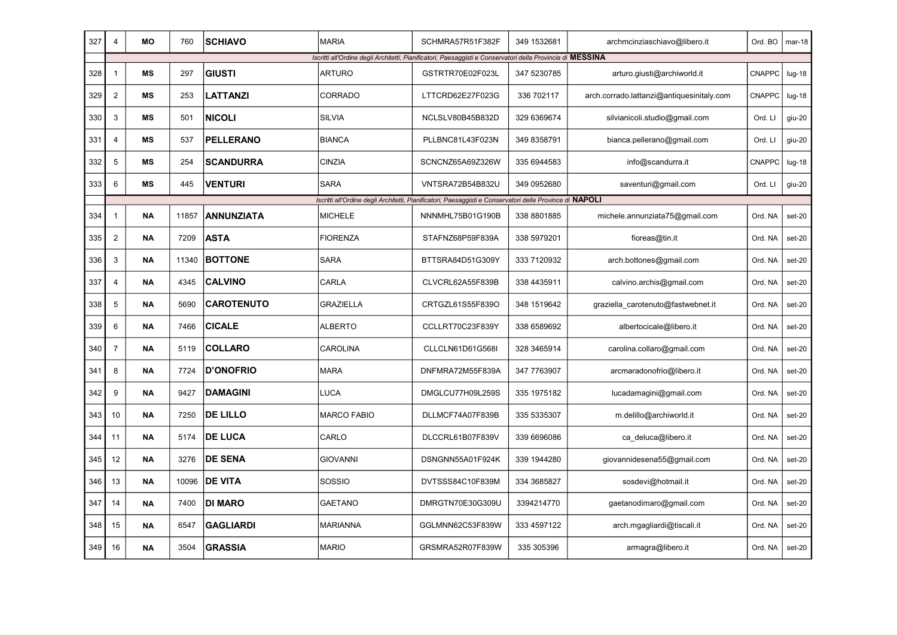| | | | | | | | | | | |
|---|---|---|---|---|---|---|---|---|---|---|
| 327 | 4 | **MO** | 760 | **SCHIAVO** | MARIA | SCHMRA57R51F382F | 349 1532681 | archmcinziaschiavo@libero.it | Ord. BO | mar-18 |
| | *Iscritti all'Ordine degli Architetti, Pianificatori, Paesaggisti e Conservatori della Provincia di* **MESSINA** | | | | | | | | | |
| 328 | 1 | **MS** | 297 | **GIUSTI** | ARTURO | GSTRTR70E02F023L | 347 5230785 | arturo.giusti@archiworld.it | CNAPPC | lug-18 |
| 329 | 2 | **MS** | 253 | **LATTANZI** | CORRADO | LTTCRD62E27F023G | 336 702117 | arch.corrado.lattanzi@antiquesinitaly.com | CNAPPC | lug-18 |
| 330 | 3 | **MS** | 501 | **NICOLI** | SILVIA | NCLSLV80B45B832D | 329 6369674 | silvianicoli.studio@gmail.com | Ord. LI | giu-20 |
| 331 | 4 | **MS** | 537 | **PELLERANO** | BIANCA | PLLBNC81L43F023N | 349 8358791 | bianca.pellerano@gmail.com | Ord. LI | giu-20 |
| 332 | 5 | **MS** | 254 | **SCANDURRA** | CINZIA | SCNCNZ65A69Z326W | 335 6944583 | info@scandurra.it | CNAPPC | lug-18 |
| 333 | 6 | **MS** | 445 | **VENTURI** | SARA | VNTSRA72B54B832U | 349 0952680 | saventuri@gmail.com | Ord. LI | giu-20 |
| | *Iscritti all'Ordine degli Architetti, Pianificatori, Paesaggisti e Conservatori delle Province di* **NAPOLI** | | | | | | | | | |
| 334 | 1 | **NA** | 11857 | **ANNUNZIATA** | MICHELE | NNNMHL75B01G190B | 338 8801885 | michele.annunziata75@gmail.com | Ord. NA | set-20 |
| 335 | 2 | **NA** | 7209 | **ASTA** | FIORENZA | STAFNZ68P59F839A | 338 5979201 | fioreas@tin.it | Ord. NA | set-20 |
| 336 | 3 | **NA** | 11340 | **BOTTONE** | SARA | BTTSRA84D51G309Y | 333 7120932 | arch.bottones@gmail.com | Ord. NA | set-20 |
| 337 | 4 | **NA** | 4345 | **CALVINO** | CARLA | CLVCRL62A55F839B | 338 4435911 | calvino.archis@gmail.com | Ord. NA | set-20 |
| 338 | 5 | **NA** | 5690 | **CAROTENUTO** | GRAZIELLA | CRTGZL61S55F839O | 348 1519642 | graziella_carotenuto@fastwebnet.it | Ord. NA | set-20 |
| 339 | 6 | **NA** | 7466 | **CICALE** | ALBERTO | CCLLRT70C23F839Y | 338 6589692 | albertocicale@libero.it | Ord. NA | set-20 |
| 340 | 7 | **NA** | 5119 | **COLLARO** | CAROLINA | CLLCLN61D61G568I | 328 3465914 | carolina.collaro@gmail.com | Ord. NA | set-20 |
| 341 | 8 | **NA** | 7724 | **D'ONOFRIO** | MARA | DNFMRA72M55F839A | 347 7763907 | arcmaradonofrio@libero.it | Ord. NA | set-20 |
| 342 | 9 | **NA** | 9427 | **DAMAGINI** | LUCA | DMGLCU77H09L259S | 335 1975182 | lucadamagini@gmail.com | Ord. NA | set-20 |
| 343 | 10 | **NA** | 7250 | **DE LILLO** | MARCO FABIO | DLLMCF74A07F839B | 335 5335307 | m.delillo@archiworld.it | Ord. NA | set-20 |
| 344 | 11 | **NA** | 5174 | **DE LUCA** | CARLO | DLCCRL61B07F839V | 339 6696086 | ca_deluca@libero.it | Ord. NA | set-20 |
| 345 | 12 | **NA** | 3276 | **DE SENA** | GIOVANNI | DSNGNN55A01F924K | 339 1944280 | giovannidesena55@gmail.com | Ord. NA | set-20 |
| 346 | 13 | **NA** | 10096 | **DE VITA** | SOSSIO | DVTSSS84C10F839M | 334 3685827 | sosdevi@hotmail.it | Ord. NA | set-20 |
| 347 | 14 | **NA** | 7400 | **DI MARO** | GAETANO | DMRGTN70E30G309U | 3394214770 | gaetanodimaro@gmail.com | Ord. NA | set-20 |
| 348 | 15 | **NA** | 6547 | **GAGLIARDI** | MARIANNA | GGLMNN62C53F839W | 333 4597122 | arch.mgagliardi@tiscali.it | Ord. NA | set-20 |
| 349 | 16 | **NA** | 3504 | **GRASSIA** | MARIO | GRSMRA52R07F839W | 335 305396 | armagra@libero.it | Ord. NA | set-20 |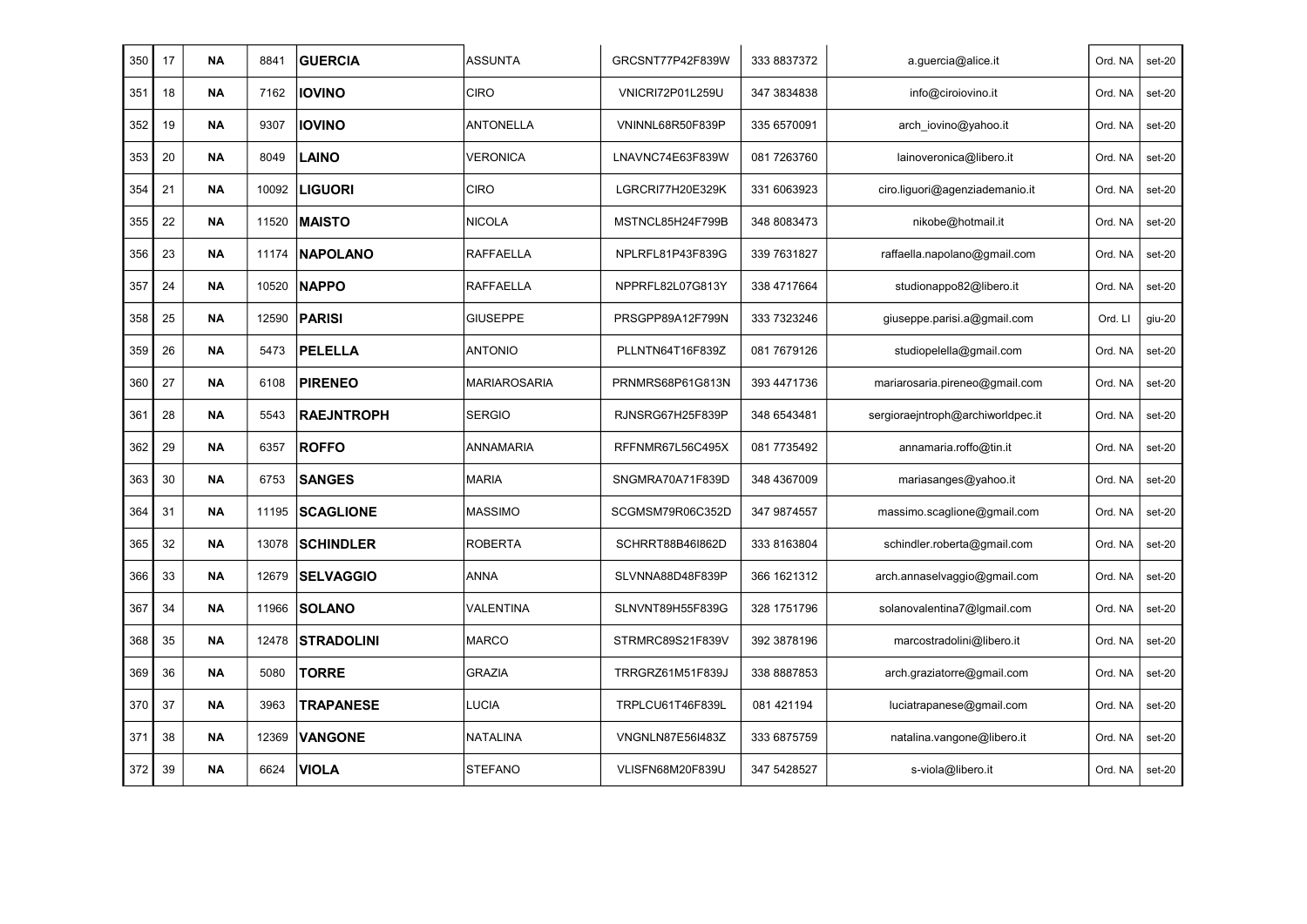| | | | | | | | | | | |
|---|---|---|---|---|---|---|---|---|---|---|
| 350 | 17 | **NA** | 8841 | **GUERCIA** | ASSUNTA | GRCSNT77P42F839W | 333 8837372 | a.guercia@alice.it | Ord. NA | set-20 |
| 351 | 18 | **NA** | 7162 | **IOVINO** | CIRO | VNICRI72P01L259U | 347 3834838 | info@ciroiovino.it | Ord. NA | set-20 |
| 352 | 19 | **NA** | 9307 | **IOVINO** | ANTONELLA | VNINNL68R50F839P | 335 6570091 | arch_iovino@yahoo.it | Ord. NA | set-20 |
| 353 | 20 | **NA** | 8049 | **LAINO** | VERONICA | LNAVNC74E63F839W | 081 7263760 | lainoveronica@libero.it | Ord. NA | set-20 |
| 354 | 21 | **NA** | 10092 | **LIGUORI** | CIRO | LGRCRI77H20E329K | 331 6063923 | ciro.liguori@agenziademanio.it | Ord. NA | set-20 |
| 355 | 22 | **NA** | 11520 | **MAISTO** | NICOLA | MSTNCL85H24F799B | 348 8083473 | nikobe@hotmail.it | Ord. NA | set-20 |
| 356 | 23 | **NA** | 11174 | **NAPOLANO** | RAFFAELLA | NPLRFL81P43F839G | 339 7631827 | raffaella.napolano@gmail.com | Ord. NA | set-20 |
| 357 | 24 | **NA** | 10520 | **NAPPO** | RAFFAELLA | NPPRFL82L07G813Y | 338 4717664 | studionappo82@libero.it | Ord. NA | set-20 |
| 358 | 25 | **NA** | 12590 | **PARISI** | GIUSEPPE | PRSGPP89A12F799N | 333 7323246 | giuseppe.parisi.a@gmail.com | Ord. LI | giu-20 |
| 359 | 26 | **NA** | 5473 | **PELELLA** | ANTONIO | PLLNTN64T16F839Z | 081 7679126 | studiopelella@gmail.com | Ord. NA | set-20 |
| 360 | 27 | **NA** | 6108 | **PIRENEO** | MARIAROSARIA | PRNMRS68P61G813N | 393 4471736 | mariarosaria.pireneo@gmail.com | Ord. NA | set-20 |
| 361 | 28 | **NA** | 5543 | **RAEJNTROPH** | SERGIO | RJNSRG67H25F839P | 348 6543481 | sergioraejntroph@archiworldpec.it | Ord. NA | set-20 |
| 362 | 29 | **NA** | 6357 | **ROFFO** | ANNAMARIA | RFFNMR67L56C495X | 081 7735492 | annamaria.roffo@tin.it | Ord. NA | set-20 |
| 363 | 30 | **NA** | 6753 | **SANGES** | MARIA | SNGMRA70A71F839D | 348 4367009 | mariasanges@yahoo.it | Ord. NA | set-20 |
| 364 | 31 | **NA** | 11195 | **SCAGLIONE** | MASSIMO | SCGMSM79R06C352D | 347 9874557 | massimo.scaglione@gmail.com | Ord. NA | set-20 |
| 365 | 32 | **NA** | 13078 | **SCHINDLER** | ROBERTA | SCHRRT88B46I862D | 333 8163804 | schindler.roberta@gmail.com | Ord. NA | set-20 |
| 366 | 33 | **NA** | 12679 | **SELVAGGIO** | ANNA | SLVNNA88D48F839P | 366 1621312 | arch.annaselvaggio@gmail.com | Ord. NA | set-20 |
| 367 | 34 | **NA** | 11966 | **SOLANO** | VALENTINA | SLNVNT89H55F839G | 328 1751796 | solanovalentina7@lgmail.com | Ord. NA | set-20 |
| 368 | 35 | **NA** | 12478 | **STRADOLINI** | MARCO | STRMRC89S21F839V | 392 3878196 | marcostradolini@libero.it | Ord. NA | set-20 |
| 369 | 36 | **NA** | 5080 | **TORRE** | GRAZIA | TRRGRZ61M51F839J | 338 8887853 | arch.graziatorre@gmail.com | Ord. NA | set-20 |
| 370 | 37 | **NA** | 3963 | **TRAPANESE** | LUCIA | TRPLCU61T46F839L | 081 421194 | luciatrapanese@gmail.com | Ord. NA | set-20 |
| 371 | 38 | **NA** | 12369 | **VANGONE** | NATALINA | VNGNLN87E56I483Z | 333 6875759 | natalina.vangone@libero.it | Ord. NA | set-20 |
| 372 | 39 | **NA** | 6624 | **VIOLA** | STEFANO | VLISFN68M20F839U | 347 5428527 | s-viola@libero.it | Ord. NA | set-20 |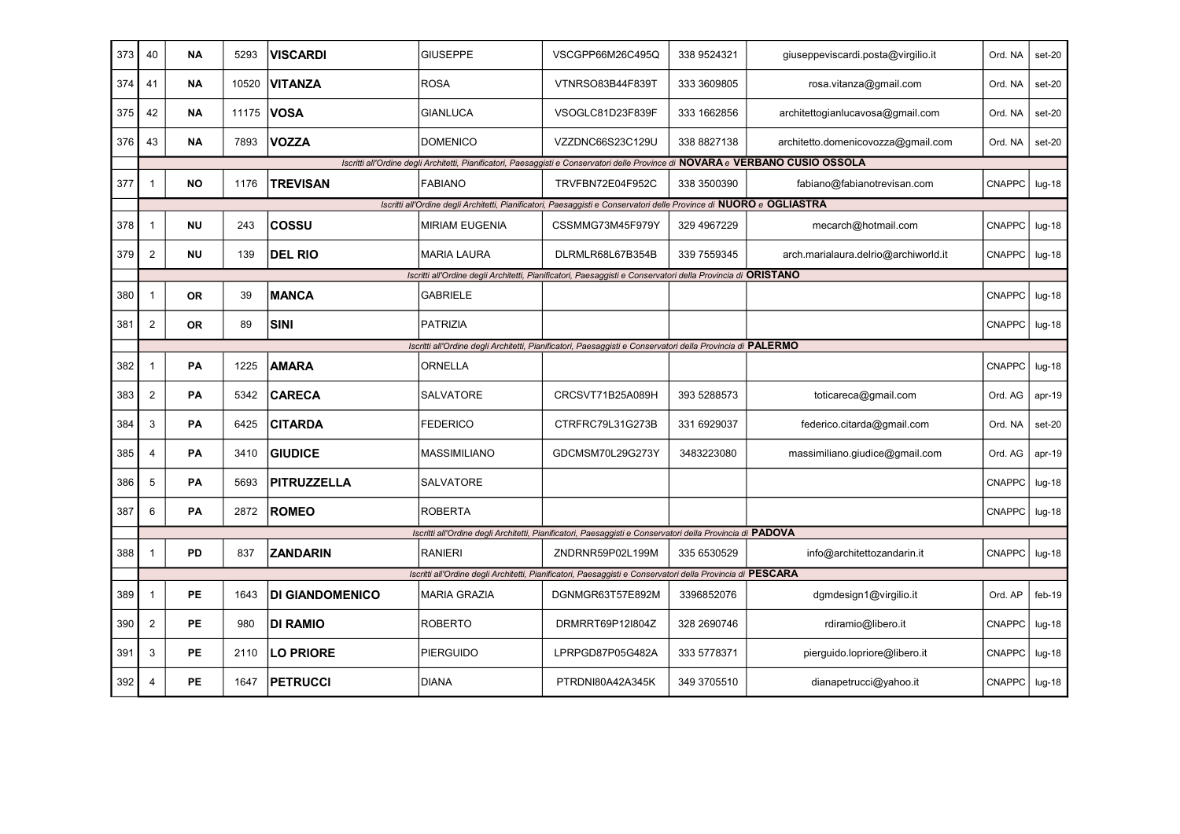| | | | | | | | | | | |
|---|---|---|---|---|---|---|---|---|---|---|
| 373 | 40 | NA | 5293 | **VISCARDI** | GIUSEPPE | VSCGPP66M26C495Q | 338 9524321 | giuseppeviscardi.posta@virgilio.it | Ord. NA | set-20 |
| 374 | 41 | NA | 10520 | **VITANZA** | ROSA | VTNRSO83B44F839T | 333 3609805 | rosa.vitanza@gmail.com | Ord. NA | set-20 |
| 375 | 42 | NA | 11175 | **VOSA** | GIANLUCA | VSOGLC81D23F839F | 333 1662856 | architettogianlucavosa@gmail.com | Ord. NA | set-20 |
| 376 | 43 | NA | 7893 | **VOZZA** | DOMENICO | VZZDNC66S23C129U | 338 8827138 | architetto.domenicovozza@gmail.com | Ord. NA | set-20 |
| | *Iscritti all'Ordine degli Architetti, Pianificatori, Paesaggisti e Conservatori delle Province di* **NOVARA** *e* **VERBANO CUSIO OSSOLA** | | | | | | | | | |
| 377 | 1 | NO | 1176 | **TREVISAN** | FABIANO | TRVFBN72E04F952C | 338 3500390 | fabiano@fabianotrevisan.com | CNAPPC | lug-18 |
| | *Iscritti all'Ordine degli Architetti, Pianificatori, Paesaggisti e Conservatori delle Province di* **NUORO** *e* **OGLIASTRA** | | | | | | | | | |
| 378 | 1 | NU | 243 | **COSSU** | MIRIAM EUGENIA | CSSMMG73M45F979Y | 329 4967229 | mecarch@hotmail.com | CNAPPC | lug-18 |
| 379 | 2 | NU | 139 | **DEL RIO** | MARIA LAURA | DLRMLR68L67B354B | 339 7559345 | arch.marialaura.delrio@archiworld.it | CNAPPC | lug-18 |
| | *Iscritti all'Ordine degli Architetti, Pianificatori, Paesaggisti e Conservatori della Provincia di* **ORISTANO** | | | | | | | | | |
| 380 | 1 | OR | 39 | **MANCA** | GABRIELE | | | | CNAPPC | lug-18 |
| 381 | 2 | OR | 89 | **SINI** | PATRIZIA | | | | CNAPPC | lug-18 |
| | *Iscritti all'Ordine degli Architetti, Pianificatori, Paesaggisti e Conservatori della Provincia di* **PALERMO** | | | | | | | | | |
| 382 | 1 | PA | 1225 | **AMARA** | ORNELLA | | | | CNAPPC | lug-18 |
| 383 | 2 | PA | 5342 | **CARECA** | SALVATORE | CRCSVT71B25A089H | 393 5288573 | toticareca@gmail.com | Ord. AG | apr-19 |
| 384 | 3 | PA | 6425 | **CITARDA** | FEDERICO | CTRFRC79L31G273B | 331 6929037 | federico.citarda@gmail.com | Ord. NA | set-20 |
| 385 | 4 | PA | 3410 | **GIUDICE** | MASSIMILIANO | GDCMSM70L29G273Y | 3483223080 | massimiliano.giudice@gmail.com | Ord. AG | apr-19 |
| 386 | 5 | PA | 5693 | **PITRUZZELLA** | SALVATORE | | | | CNAPPC | lug-18 |
| 387 | 6 | PA | 2872 | **ROMEO** | ROBERTA | | | | CNAPPC | lug-18 |
| | *Iscritti all'Ordine degli Architetti, Pianificatori, Paesaggisti e Conservatori della Provincia di* **PADOVA** | | | | | | | | | |
| 388 | 1 | PD | 837 | **ZANDARIN** | RANIERI | ZNDRNR59P02L199M | 335 6530529 | info@architettozandarin.it | CNAPPC | lug-18 |
| | *Iscritti all'Ordine degli Architetti, Pianificatori, Paesaggisti e Conservatori della Provincia di* **PESCARA** | | | | | | | | | |
| 389 | 1 | PE | 1643 | **DI GIANDOMENICO** | MARIA GRAZIA | DGNMGR63T57E892M | 3396852076 | dgmdesign1@virgilio.it | Ord. AP | feb-19 |
| 390 | 2 | PE | 980 | **DI RAMIO** | ROBERTO | DRMRRT69P12I804Z | 328 2690746 | rdiramio@libero.it | CNAPPC | lug-18 |
| 391 | 3 | PE | 2110 | **LO PRIORE** | PIERGUIDO | LPRPGD87P05G482A | 333 5778371 | pierguido.lopriore@libero.it | CNAPPC | lug-18 |
| 392 | 4 | PE | 1647 | **PETRUCCI** | DIANA | PTRDNI80A42A345K | 349 3705510 | dianapetrucci@yahoo.it | CNAPPC | lug-18 |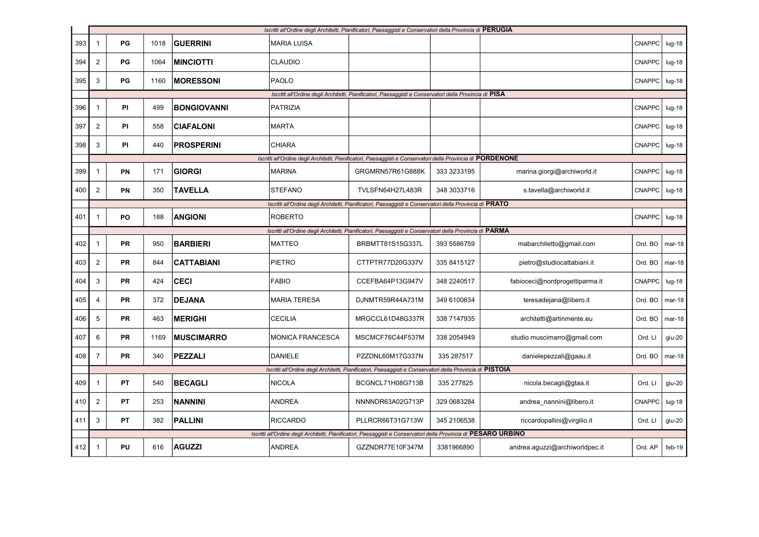| | | | | | | | | | | |
|---|---|---|---|---|---|---|---|---|---|---|
| | *Iscritti all'Ordine degli Architetti, Pianificatori, Paesaggisti e Conservatori della Provincia di* **PERUGIA** | | | | | | | | | |
| 393 | 1 | **PG** | 1018 | **GUERRINI** | MARIA LUISA | | | | CNAPPC | lug-18 |
| 394 | 2 | **PG** | 1064 | **MINCIOTTI** | CLAUDIO | | | | CNAPPC | lug-18 |
| 395 | 3 | **PG** | 1160 | **MORESSONI** | PAOLO | | | | CNAPPC | lug-18 |
| | *Iscritti all'Ordine degli Architetti, Pianificatori, Paesaggisti e Conservatori della Provincia di* **PISA** | | | | | | | | | |
| 396 | 1 | **PI** | 499 | **BONGIOVANNI** | PATRIZIA | | | | CNAPPC | lug-18 |
| 397 | 2 | **PI** | 558 | **CIAFALONI** | MARTA | | | | CNAPPC | lug-18 |
| 398 | 3 | **PI** | 440 | **PROSPERINI** | CHIARA | | | | CNAPPC | lug-18 |
| | *Iscritti all'Ordine degli Architetti, Pianificatori, Paesaggisti e Conservatori della Provincia di* **PORDENONE** | | | | | | | | | |
| 399 | 1 | **PN** | 171 | **GIORGI** | MARINA | GRGMRN57R61G888K | 333 3233195 | marina.giorgi@archiworld.it | CNAPPC | lug-18 |
| 400 | 2 | **PN** | 350 | **TAVELLA** | STEFANO | TVLSFN64H27L483R | 348 3033716 | s.tavella@archiworld.it | CNAPPC | lug-18 |
| | *Iscritti all'Ordine degli Architetti, Pianificatori, Paesaggisti e Conservatori della Provincia di* **PRATO** | | | | | | | | | |
| 401 | 1 | **PO** | 188 | **ANGIONI** | ROBERTO | | | | CNAPPC | lug-18 |
| | *Iscritti all'Ordine degli Architetti, Pianificatori, Paesaggisti e Conservatori della Provincia di* **PARMA** | | | | | | | | | |
| 402 | 1 | **PR** | 950 | **BARBIERI** | MATTEO | BRBMTT81S15G337L | 393 5586759 | mabarchitetto@gmail.com | Ord. BO | mar-18 |
| 403 | 2 | **PR** | 844 | **CATTABIANI** | PIETRO | CTTPTR77D20G337V | 335 8415127 | pietro@studiocattabiani.it | Ord. BO | mar-18 |
| 404 | 3 | **PR** | 424 | **CECI** | FABIO | CCEFBA64P13G947V | 348 2240517 | fabioceci@nordprogettiparma.it | CNAPPC | lug-18 |
| 405 | 4 | **PR** | 372 | **DEJANA** | MARIA TERESA | DJNMTR59R44A731M | 349 6100634 | teresadejana@libero.it | Ord. BO | mar-18 |
| 406 | 5 | **PR** | 463 | **MERIGHI** | CECILIA | MRGCCL61D48G337R | 338 7147935 | architetti@artinmente.eu | Ord. BO | mar-18 |
| 407 | 6 | **PR** | 1169 | **MUSCIMARRO** | MONICA FRANCESCA | MSCMCF76C44F537M | 338 2054949 | studio.muscimarro@gmail.com | Ord. LI | giu-20 |
| 408 | 7 | **PR** | 340 | **PEZZALI** | DANIELE | PZZDNL60M17G337N | 335 287517 | danielepezzali@gaau.it | Ord. BO | mar-18 |
| | *Iscritti all'Ordine degli Architetti, Pianificatori, Paesaggisti e Conservatori della Provincia di* **PISTOIA** | | | | | | | | | |
| 409 | 1 | **PT** | 540 | **BECAGLI** | NICOLA | BCGNCL71H08G713B | 335 277825 | nicola.becagli@gtaa.it | Ord. LI | giu-20 |
| 410 | 2 | **PT** | 253 | **NANNINI** | ANDREA | NNNNDR63A02G713P | 329 0683284 | andrea_nannini@libero.it | CNAPPC | lug-18 |
| 411 | 3 | **PT** | 382 | **PALLINI** | RICCARDO | PLLRCR66T31G713W | 345 2106538 | riccardopallini@virgilio.it | Ord. LI | giu-20 |
| | *Iscritti all'Ordine degli Architetti, Pianificatori, Paesaggisti e Conservatori della Provincia di* **PESARO URBINO** | | | | | | | | | |
| 412 | 1 | **PU** | 616 | **AGUZZI** | ANDREA | GZZNDR77E10F347M | 3381966890 | andrea.aguzzi@archiworldpec.it | Ord. AP | feb-19 |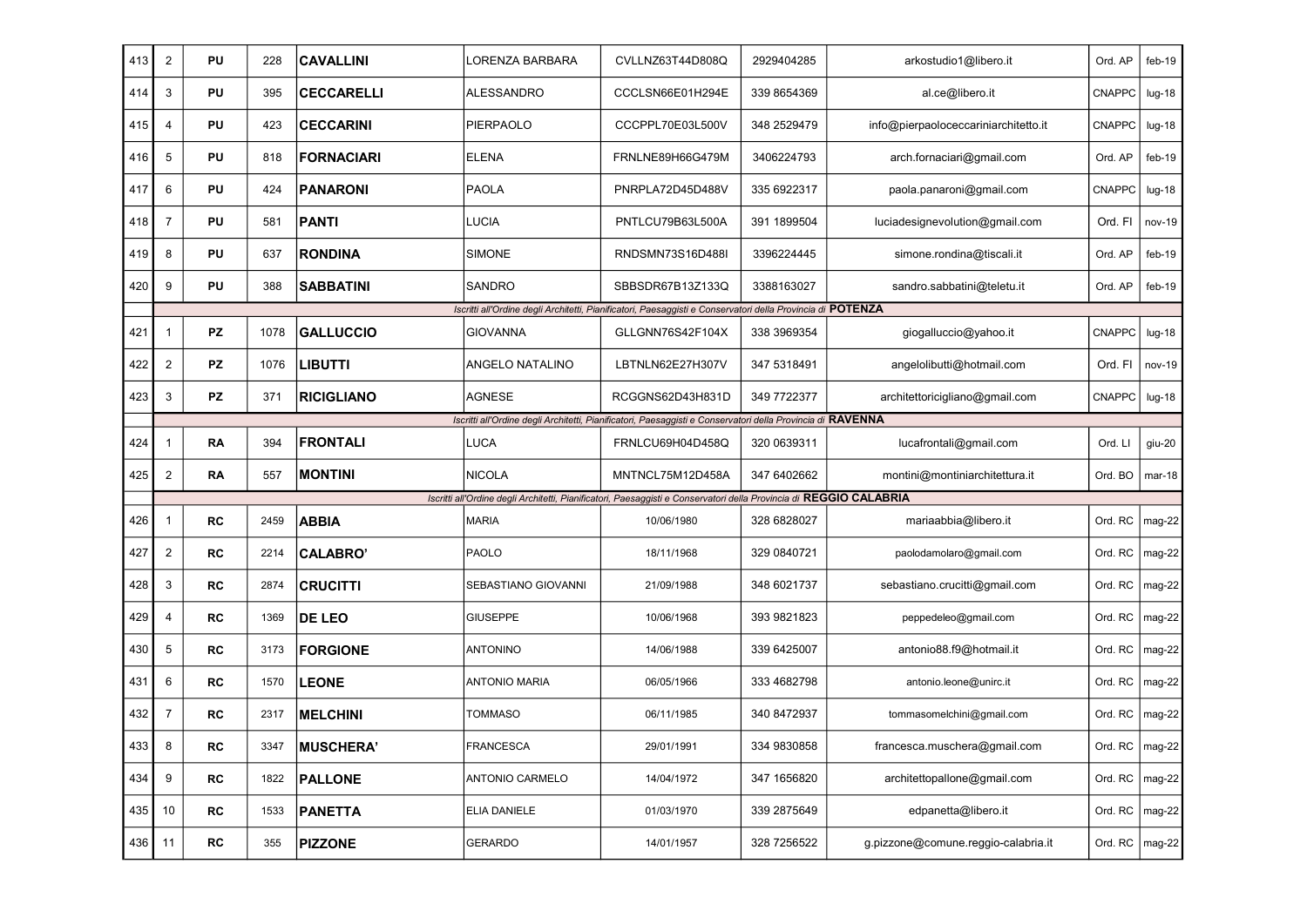| 413 | 2 | PU | 228 | **CAVALLINI** | LORENZA BARBARA | CVLLNZ63T44D808Q | 2929404285 | arkostudio1@libero.it | Ord. AP | feb-19 |
|---|---|---|---|---|---|---|---|---|---|---|
| 414 | 3 | PU | 395 | **CECCARELLI** | ALESSANDRO | CCCLSN66E01H294E | 339 8654369 | al.ce@libero.it | CNAPPC | lug-18 |
| 415 | 4 | PU | 423 | **CECCARINI** | PIERPAOLO | CCCPPL70E03L500V | 348 2529479 | info@pierpaoloceccariniarchitetto.it | CNAPPC | lug-18 |
| 416 | 5 | PU | 818 | **FORNACIARI** | ELENA | FRNLNE89H66G479M | 3406224793 | arch.fornaciari@gmail.com | Ord. AP | feb-19 |
| 417 | 6 | PU | 424 | **PANARONI** | PAOLA | PNRPLA72D45D488V | 335 6922317 | paola.panaroni@gmail.com | CNAPPC | lug-18 |
| 418 | 7 | PU | 581 | **PANTI** | LUCIA | PNTLCU79B63L500A | 391 1899504 | luciadesignevolution@gmail.com | Ord. FI | nov-19 |
| 419 | 8 | PU | 637 | **RONDINA** | SIMONE | RNDSMN73S16D488I | 3396224445 | simone.rondina@tiscali.it | Ord. AP | feb-19 |
| 420 | 9 | PU | 388 | **SABBATINI** | SANDRO | SBBSDR67B13Z133Q | 3388163027 | sandro.sabbatini@teletu.it | Ord. AP | feb-19 |
| | *Iscritti all'Ordine degli Architetti, Pianificatori, Paesaggisti e Conservatori della Provincia di* **POTENZA** | | | | | | | | | |
| 421 | 1 | PZ | 1078 | **GALLUCCIO** | GIOVANNA | GLLGNN76S42F104X | 338 3969354 | giogalluccio@yahoo.it | CNAPPC | lug-18 |
| 422 | 2 | PZ | 1076 | **LIBUTTI** | ANGELO NATALINO | LBTNLN62E27H307V | 347 5318491 | angelolibutti@hotmail.com | Ord. FI | nov-19 |
| 423 | 3 | PZ | 371 | **RICIGLIANO** | AGNESE | RCGGNS62D43H831D | 349 7722377 | architettoricigliano@gmail.com | CNAPPC | lug-18 |
| | *Iscritti all'Ordine degli Architetti, Pianificatori, Paesaggisti e Conservatori della Provincia di* **RAVENNA** | | | | | | | | | |
| 424 | 1 | RA | 394 | **FRONTALI** | LUCA | FRNLCU69H04D458Q | 320 0639311 | lucafrontali@gmail.com | Ord. LI | giu-20 |
| 425 | 2 | RA | 557 | **MONTINI** | NICOLA | MNTNCL75M12D458A | 347 6402662 | montini@montiniarchitettura.it | Ord. BO | mar-18 |
| | *Iscritti all'Ordine degli Architetti, Pianificatori, Paesaggisti e Conservatori della Provincia di* **REGGIO CALABRIA** | | | | | | | | | |
| 426 | 1 | RC | 2459 | **ABBIA** | MARIA | 10/06/1980 | 328 6828027 | mariaabbia@libero.it | Ord. RC | mag-22 |
| 427 | 2 | RC | 2214 | **CALABRO'** | PAOLO | 18/11/1968 | 329 0840721 | paolodamolaro@gmail.com | Ord. RC | mag-22 |
| 428 | 3 | RC | 2874 | **CRUCITTI** | SEBASTIANO GIOVANNI | 21/09/1988 | 348 6021737 | sebastiano.crucitti@gmail.com | Ord. RC | mag-22 |
| 429 | 4 | RC | 1369 | **DE LEO** | GIUSEPPE | 10/06/1968 | 393 9821823 | peppedeleo@gmail.com | Ord. RC | mag-22 |
| 430 | 5 | RC | 3173 | **FORGIONE** | ANTONINO | 14/06/1988 | 339 6425007 | antonio88.f9@hotmail.it | Ord. RC | mag-22 |
| 431 | 6 | RC | 1570 | **LEONE** | ANTONIO MARIA | 06/05/1966 | 333 4682798 | antonio.leone@unirc.it | Ord. RC | mag-22 |
| 432 | 7 | RC | 2317 | **MELCHINI** | TOMMASO | 06/11/1985 | 340 8472937 | tommasomelchini@gmail.com | Ord. RC | mag-22 |
| 433 | 8 | RC | 3347 | **MUSCHERA'** | FRANCESCA | 29/01/1991 | 334 9830858 | francesca.muschera@gmail.com | Ord. RC | mag-22 |
| 434 | 9 | RC | 1822 | **PALLONE** | ANTONIO CARMELO | 14/04/1972 | 347 1656820 | architettopallone@gmail.com | Ord. RC | mag-22 |
| 435 | 10 | RC | 1533 | **PANETTA** | ELIA DANIELE | 01/03/1970 | 339 2875649 | edpanetta@libero.it | Ord. RC | mag-22 |
| 436 | 11 | RC | 355 | **PIZZONE** | GERARDO | 14/01/1957 | 328 7256522 | g.pizzone@comune.reggio-calabria.it | Ord. RC | mag-22 |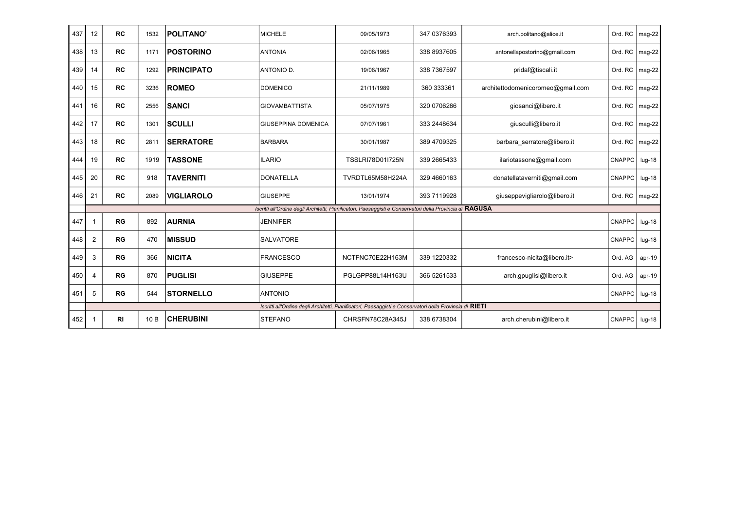| | | | | | | | | | | |
|---|---|---|---|---|---|---|---|---|---|---|
| 437 | 12 | RC | 1532 | **POLITANO'** | MICHELE | 09/05/1973 | 347 0376393 | arch.politano@alice.it | Ord. RC | mag-22 |
| 438 | 13 | RC | 1171 | **POSTORINO** | ANTONIA | 02/06/1965 | 338 8937605 | antonellapostorino@gmail.com | Ord. RC | mag-22 |
| 439 | 14 | RC | 1292 | **PRINCIPATO** | ANTONIO D. | 19/06/1967 | 338 7367597 | pridaf@tiscali.it | Ord. RC | mag-22 |
| 440 | 15 | RC | 3236 | **ROMEO** | DOMENICO | 21/11/1989 | 360 333361 | architettodomenicoromeo@gmail.com | Ord. RC | mag-22 |
| 441 | 16 | RC | 2556 | **SANCI** | GIOVAMBATTISTA | 05/07/1975 | 320 0706266 | giosanci@libero.it | Ord. RC | mag-22 |
| 442 | 17 | RC | 1301 | **SCULLI** | GIUSEPPINA DOMENICA | 07/07/1961 | 333 2448634 | giusculli@libero.it | Ord. RC | mag-22 |
| 443 | 18 | RC | 2811 | **SERRATORE** | BARBARA | 30/01/1987 | 389 4709325 | barbara_serratore@libero.it | Ord. RC | mag-22 |
| 444 | 19 | RC | 1919 | **TASSONE** | ILARIO | TSSLRI78D01I725N | 339 2665433 | ilariotassone@gmail.com | CNAPPC | lug-18 |
| 445 | 20 | RC | 918 | **TAVERNITI** | DONATELLA | TVRDTL65M58H224A | 329 4660163 | donatellataverniti@gmail.com | CNAPPC | lug-18 |
| 446 | 21 | RC | 2089 | **VIGLIAROLO** | GIUSEPPE | 13/01/1974 | 393 7119928 | giuseppevigliarolo@libero.it | Ord. RC | mag-22 |
| | *Iscritti all'Ordine degli Architetti, Pianificatori, Paesaggisti e Conservatori della Provincia di* **RAGUSA** | | | | | | | | | |
| 447 | 1 | RG | 892 | **AURNIA** | JENNIFER | | | | CNAPPC | lug-18 |
| 448 | 2 | RG | 470 | **MISSUD** | SALVATORE | | | | CNAPPC | lug-18 |
| 449 | 3 | RG | 366 | **NICITA** | FRANCESCO | NCTFNC70E22H163M | 339 1220332 | francesco-nicita@libero.it> | Ord. AG | apr-19 |
| 450 | 4 | RG | 870 | **PUGLISI** | GIUSEPPE | PGLGPP88L14H163U | 366 5261533 | arch.gpuglisi@libero.it | Ord. AG | apr-19 |
| 451 | 5 | RG | 544 | **STORNELLO** | ANTONIO | | | | CNAPPC | lug-18 |
| | *Iscritti all'Ordine degli Architetti, Pianificatori, Paesaggisti e Conservatori della Provincia di* **RIETI** | | | | | | | | | |
| 452 | 1 | RI | 10 B | **CHERUBINI** | STEFANO | CHRSFN78C28A345J | 338 6738304 | arch.cherubini@libero.it | CNAPPC | lug-18 |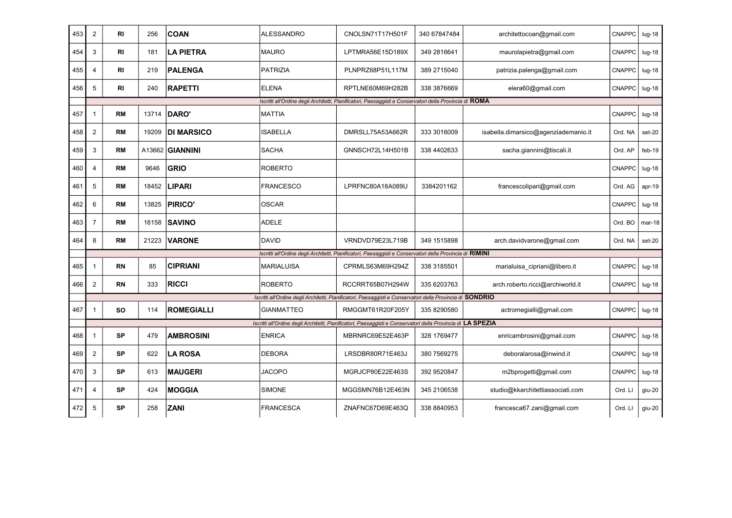| 453 | 2 | RI | 256 | **COAN** | ALESSANDRO | CNOLSN71T17H501F | 340 67847484 | architettocoan@gmail.com | CNAPPC | lug-18 |
|---|---|---|---|---|---|---|---|---|---|---|
| 454 | 3 | RI | 181 | **LA PIETRA** | MAURO | LPTMRA56E15D189X | 349 2816641 | maurolapietra@gmail.com | CNAPPC | lug-18 |
| 455 | 4 | RI | 219 | **PALENGA** | PATRIZIA | PLNPRZ68P51L117M | 389 2715040 | patrizia.palenga@gmail.com | CNAPPC | lug-18 |
| 456 | 5 | RI | 240 | **RAPETTI** | ELENA | RPTLNE60M69H282B | 338 3876669 | elera60@gmail.com | CNAPPC | lug-18 |
| | *Iscritti all'Ordine degli Architetti, Pianificatori, Paesaggisti e Conservatori della Provincia di* **ROMA** | | | | | | | | | |
| 457 | 1 | RM | 13714 | **DARO'** | MATTIA | | | | CNAPPC | lug-18 |
| 458 | 2 | RM | 19209 | **DI MARSICO** | ISABELLA | DMRSLL75A53A662R | 333 3016009 | isabella.dimarsico@agenziademanio.it | Ord. NA | set-20 |
| 459 | 3 | RM | A13662 | **GIANNINI** | SACHA | GNNSCH72L14H501B | 338 4402633 | sacha.giannini@tiscali.it | Ord. AP | feb-19 |
| 460 | 4 | RM | 9646 | **GRIO** | ROBERTO | | | | CNAPPC | lug-18 |
| 461 | 5 | RM | 18452 | **LIPARI** | FRANCESCO | LPRFNC80A18A089U | 3384201162 | francescolipari@gmail.com | Ord. AG | apr-19 |
| 462 | 6 | RM | 13825 | **PIRICO'** | OSCAR | | | | CNAPPC | lug-18 |
| 463 | 7 | RM | 16158 | **SAVINO** | ADELE | | | | Ord. BO | mar-18 |
| 464 | 8 | RM | 21223 | **VARONE** | DAVID | VRNDVD79E23L719B | 349 1515898 | arch.davidvarone@gmail.com | Ord. NA | set-20 |
| | *Iscritti all'Ordine degli Architetti, Pianificatori, Paesaggisti e Conservatori della Provincia di* **RIMINI** | | | | | | | | | |
| 465 | 1 | RN | 85 | **CIPRIANI** | MARIALUISA | CPRMLS63M69H294Z | 338 3185501 | marialuisa_cipriani@libero.it | CNAPPC | lug-18 |
| 466 | 2 | RN | 333 | **RICCI** | ROBERTO | RCCRRT65B07H294W | 335 6203763 | arch.roberto.ricci@archiworld.it | CNAPPC | lug-18 |
| | *Iscritti all'Ordine degli Architetti, Pianificatori, Paesaggisti e Conservatori della Provincia di* **SONDRIO** | | | | | | | | | |
| 467 | 1 | SO | 114 | **ROMEGIALLI** | GIANMATTEO | RMGGMT61R20F205Y | 335 8290580 | actromegialli@gmail.com | CNAPPC | lug-18 |
| | *Iscritti all'Ordine degli Architetti, Pianificatori, Paesaggisti e Conservatori della Provincia di* **LA SPEZIA** | | | | | | | | | |
| 468 | 1 | SP | 479 | **AMBROSINI** | ENRICA | MBRNRC69E52E463P | 328 1769477 | enricambrosini@gmail.com | CNAPPC | lug-18 |
| 469 | 2 | SP | 622 | **LA ROSA** | DEBORA | LRSDBR80R71E463J | 380 7569275 | deboralarosa@inwind.it | CNAPPC | lug-18 |
| 470 | 3 | SP | 613 | **MAUGERI** | JACOPO | MGRJCP80E22E463S | 392 9520847 | m2bprogetti@gmail.com | CNAPPC | lug-18 |
| 471 | 4 | SP | 424 | **MOGGIA** | SIMONE | MGGSMN76B12E463N | 345 2106538 | studio@kkarchitettiassociati.com | Ord. LI | giu-20 |
| 472 | 5 | SP | 258 | **ZANI** | FRANCESCA | ZNAFNC67D69E463Q | 338 8840953 | francesca67.zani@gmail.com | Ord. LI | giu-20 |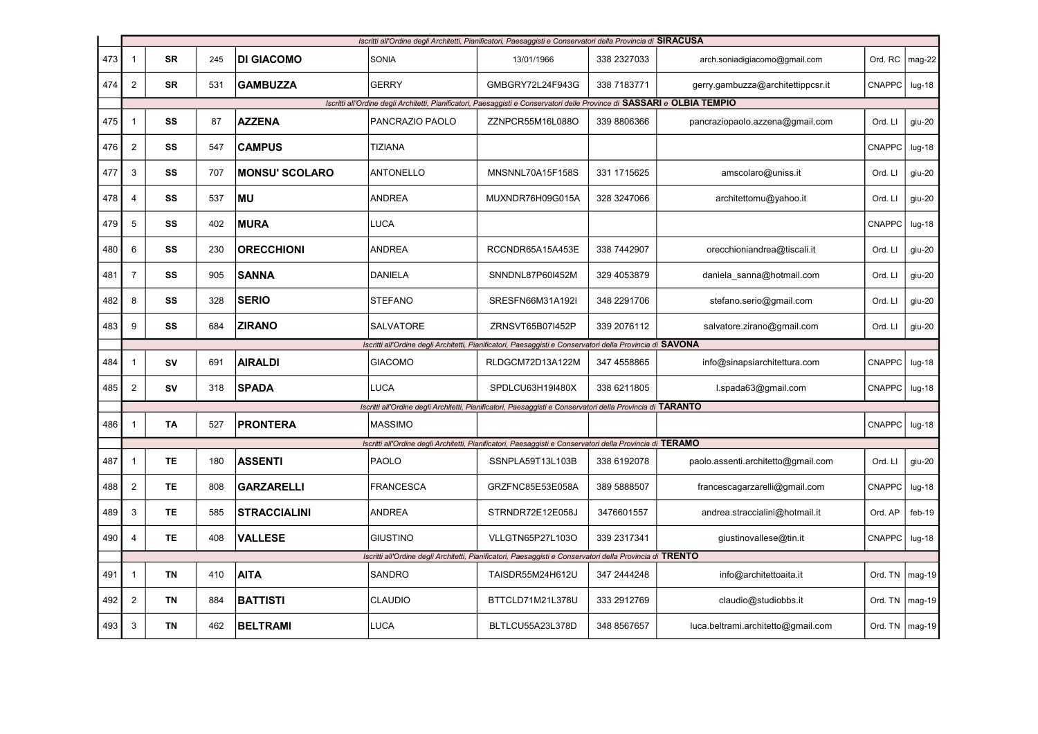| | | | | | | | | | | |
|---|---|---|---|---|---|---|---|---|---|---|
| | *Iscritti all'Ordine degli Architetti, Pianificatori, Paesaggisti e Conservatori della Provincia di* **SIRACUSA** | | | | | | | | | |
| 473 | 1 | **SR** | 245 | **DI GIACOMO** | SONIA | 13/01/1966 | 338 2327033 | arch.soniadigiacomo@gmail.com | Ord. RC | mag-22 |
| 474 | 2 | **SR** | 531 | **GAMBUZZA** | GERRY | GMBGRY72L24F943G | 338 7183771 | gerry.gambuzza@architettippcsr.it | CNAPPC | lug-18 |
| | *Iscritti all'Ordine degli Architetti, Pianificatori, Paesaggisti e Conservatori delle Province di* **SASSARI** *e* **OLBIA TEMPIO** | | | | | | | | | |
| 475 | 1 | **SS** | 87 | **AZZENA** | PANCRAZIO PAOLO | ZZNPCR55M16L088O | 339 8806366 | pancraziopaolo.azzena@gmail.com | Ord. LI | giu-20 |
| 476 | 2 | **SS** | 547 | **CAMPUS** | TIZIANA | | | | CNAPPC | lug-18 |
| 477 | 3 | **SS** | 707 | **MONSU' SCOLARO** | ANTONELLO | MNSNNL70A15F158S | 331 1715625 | amscolaro@uniss.it | Ord. LI | giu-20 |
| 478 | 4 | **SS** | 537 | **MU** | ANDREA | MUXNDR76H09G015A | 328 3247066 | architettomu@yahoo.it | Ord. LI | giu-20 |
| 479 | 5 | **SS** | 402 | **MURA** | LUCA | | | | CNAPPC | lug-18 |
| 480 | 6 | **SS** | 230 | **ORECCHIONI** | ANDREA | RCCNDR65A15A453E | 338 7442907 | orecchioniandrea@tiscali.it | Ord. LI | giu-20 |
| 481 | 7 | **SS** | 905 | **SANNA** | DANIELA | SNNDNL87P60I452M | 329 4053879 | daniela_sanna@hotmail.com | Ord. LI | giu-20 |
| 482 | 8 | **SS** | 328 | **SERIO** | STEFANO | SRESFN66M31A192I | 348 2291706 | stefano.serio@gmail.com | Ord. LI | giu-20 |
| 483 | 9 | **SS** | 684 | **ZIRANO** | SALVATORE | ZRNSVT65B07I452P | 339 2076112 | salvatore.zirano@gmail.com | Ord. LI | giu-20 |
| | *Iscritti all'Ordine degli Architetti, Pianificatori, Paesaggisti e Conservatori della Provincia di* **SAVONA** | | | | | | | | | |
| 484 | 1 | **SV** | 691 | **AIRALDI** | GIACOMO | RLDGCM72D13A122M | 347 4558865 | info@sinapsiarchitettura.com | CNAPPC | lug-18 |
| 485 | 2 | **SV** | 318 | **SPADA** | LUCA | SPDLCU63H19I480X | 338 6211805 | l.spada63@gmail.com | CNAPPC | lug-18 |
| | *Iscritti all'Ordine degli Architetti, Pianificatori, Paesaggisti e Conservatori della Provincia di* **TARANTO** | | | | | | | | | |
| 486 | 1 | **TA** | 527 | **PRONTERA** | MASSIMO | | | | CNAPPC | lug-18 |
| | *Iscritti all'Ordine degli Architetti, Pianificatori, Paesaggisti e Conservatori della Provincia di* **TERAMO** | | | | | | | | | |
| 487 | 1 | **TE** | 180 | **ASSENTI** | PAOLO | SSNPLA59T13L103B | 338 6192078 | paolo.assenti.architetto@gmail.com | Ord. LI | giu-20 |
| 488 | 2 | **TE** | 808 | **GARZARELLI** | FRANCESCA | GRZFNC85E53E058A | 389 5888507 | francescagarzarelli@gmail.com | CNAPPC | lug-18 |
| 489 | 3 | **TE** | 585 | **STRACCIALINI** | ANDREA | STRNDR72E12E058J | 3476601557 | andrea.straccialini@hotmail.it | Ord. AP | feb-19 |
| 490 | 4 | **TE** | 408 | **VALLESE** | GIUSTINO | VLLGTN65P27L103O | 339 2317341 | giustinovallese@tin.it | CNAPPC | lug-18 |
| | *Iscritti all'Ordine degli Architetti, Pianificatori, Paesaggisti e Conservatori della Provincia di* **TRENTO** | | | | | | | | | |
| 491 | 1 | **TN** | 410 | **AITA** | SANDRO | TAISDR55M24H612U | 347 2444248 | info@architettoaita.it | Ord. TN | mag-19 |
| 492 | 2 | **TN** | 884 | **BATTISTI** | CLAUDIO | BTTCLD71M21L378U | 333 2912769 | claudio@studiobbs.it | Ord. TN | mag-19 |
| 493 | 3 | **TN** | 462 | **BELTRAMI** | LUCA | BLTLCU55A23L378D | 348 8567657 | luca.beltrami.architetto@gmail.com | Ord. TN | mag-19 |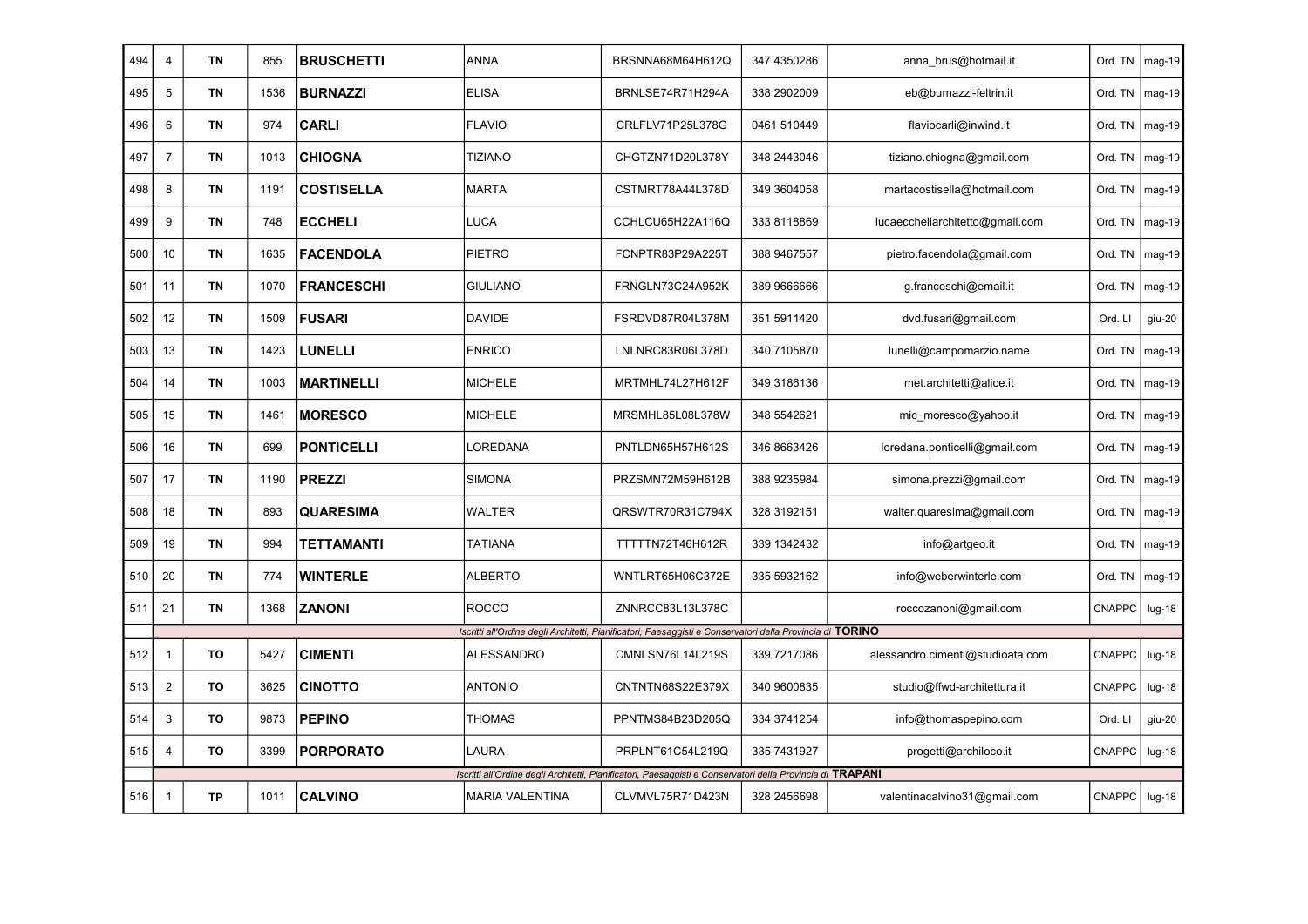| | | | | | | | | | | |
|---|---|---|---|---|---|---|---|---|---|---|
| 494 | 4 | TN | 855 | **BRUSCHETTI** | ANNA | BRSNNA68M64H612Q | 347 4350286 | anna_brus@hotmail.it | Ord. TN | mag-19 |
| 495 | 5 | TN | 1536 | **BURNAZZI** | ELISA | BRNLSE74R71H294A | 338 2902009 | eb@burnazzi-feltrin.it | Ord. TN | mag-19 |
| 496 | 6 | TN | 974 | **CARLI** | FLAVIO | CRLFLV71P25L378G | 0461 510449 | flaviocarli@inwind.it | Ord. TN | mag-19 |
| 497 | 7 | TN | 1013 | **CHIOGNA** | TIZIANO | CHGTZN71D20L378Y | 348 2443046 | tiziano.chiogna@gmail.com | Ord. TN | mag-19 |
| 498 | 8 | TN | 1191 | **COSTISELLA** | MARTA | CSTMRT78A44L378D | 349 3604058 | martacostisella@hotmail.com | Ord. TN | mag-19 |
| 499 | 9 | TN | 748 | **ECCHELI** | LUCA | CCHLCU65H22A116Q | 333 8118869 | lucaeccheliarchitetto@gmail.com | Ord. TN | mag-19 |
| 500 | 10 | TN | 1635 | **FACENDOLA** | PIETRO | FCNPTR83P29A225T | 388 9467557 | pietro.facendola@gmail.com | Ord. TN | mag-19 |
| 501 | 11 | TN | 1070 | **FRANCESCHI** | GIULIANO | FRNGLN73C24A952K | 389 9666666 | g.franceschi@email.it | Ord. TN | mag-19 |
| 502 | 12 | TN | 1509 | **FUSARI** | DAVIDE | FSRDVD87R04L378M | 351 5911420 | dvd.fusari@gmail.com | Ord. LI | giu-20 |
| 503 | 13 | TN | 1423 | **LUNELLI** | ENRICO | LNLNRC83R06L378D | 340 7105870 | lunelli@campomarzio.name | Ord. TN | mag-19 |
| 504 | 14 | TN | 1003 | **MARTINELLI** | MICHELE | MRTMHL74L27H612F | 349 3186136 | met.architetti@alice.it | Ord. TN | mag-19 |
| 505 | 15 | TN | 1461 | **MORESCO** | MICHELE | MRSMHL85L08L378W | 348 5542621 | mic_moresco@yahoo.it | Ord. TN | mag-19 |
| 506 | 16 | TN | 699 | **PONTICELLI** | LOREDANA | PNTLDN65H57H612S | 346 8663426 | loredana.ponticelli@gmail.com | Ord. TN | mag-19 |
| 507 | 17 | TN | 1190 | **PREZZI** | SIMONA | PRZSMN72M59H612B | 388 9235984 | simona.prezzi@gmail.com | Ord. TN | mag-19 |
| 508 | 18 | TN | 893 | **QUARESIMA** | WALTER | QRSWTR70R31C794X | 328 3192151 | walter.quaresima@gmail.com | Ord. TN | mag-19 |
| 509 | 19 | TN | 994 | **TETTAMANTI** | TATIANA | TTTTTN72T46H612R | 339 1342432 | info@artgeo.it | Ord. TN | mag-19 |
| 510 | 20 | TN | 774 | **WINTERLE** | ALBERTO | WNTLRT65H06C372E | 335 5932162 | info@weberwinterle.com | Ord. TN | mag-19 |
| 511 | 21 | TN | 1368 | **ZANONI** | ROCCO | ZNNRCC83L13L378C | | roccozanoni@gmail.com | CNAPPC | lug-18 |
| | *Iscritti all'Ordine degli Architetti, Pianificatori, Paesaggisti e Conservatori della Provincia di* **TORINO** | | | | | | | | | |
| 512 | 1 | TO | 5427 | **CIMENTI** | ALESSANDRO | CMNLSN76L14L219S | 339 7217086 | alessandro.cimenti@studioata.com | CNAPPC | lug-18 |
| 513 | 2 | TO | 3625 | **CINOTTO** | ANTONIO | CNTNTN68S22E379X | 340 9600835 | studio@ffwd-architettura.it | CNAPPC | lug-18 |
| 514 | 3 | TO | 9873 | **PEPINO** | THOMAS | PPNTMS84B23D205Q | 334 3741254 | info@thomaspepino.com | Ord. LI | giu-20 |
| 515 | 4 | TO | 3399 | **PORPORATO** | LAURA | PRPLNT61C54L219Q | 335 7431927 | progetti@archiloco.it | CNAPPC | lug-18 |
| | *Iscritti all'Ordine degli Architetti, Pianificatori, Paesaggisti e Conservatori della Provincia di* **TRAPANI** | | | | | | | | | |
| 516 | 1 | TP | 1011 | **CALVINO** | MARIA VALENTINA | CLVMVL75R71D423N | 328 2456698 | valentinacalvino31@gmail.com | CNAPPC | lug-18 |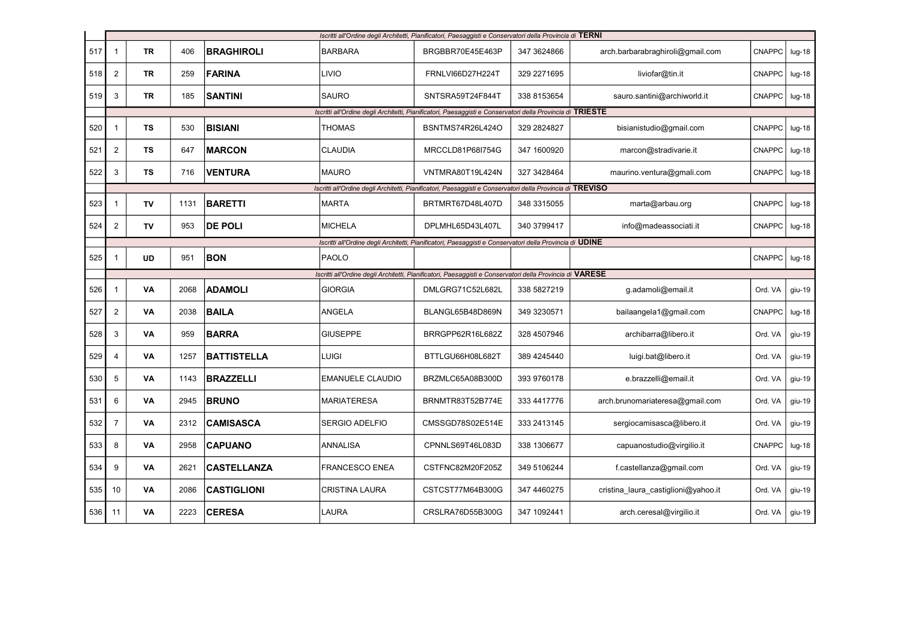| | | | | | | | | | | |
|---|---|---|---|---|---|---|---|---|---|---|
| | *Iscritti all'Ordine degli Architetti, Pianificatori, Paesaggisti e Conservatori della Provincia di* **TERNI** | | | | | | | | | |
| 517 | 1 | **TR** | 406 | **BRAGHIROLI** | BARBARA | BRGBBR70E45E463P | 347 3624866 | arch.barbarabraghiroli@gmail.com | CNAPPC | lug-18 |
| 518 | 2 | **TR** | 259 | **FARINA** | LIVIO | FRNLVI66D27H224T | 329 2271695 | liviofar@tin.it | CNAPPC | lug-18 |
| 519 | 3 | **TR** | 185 | **SANTINI** | SAURO | SNTSRA59T24F844T | 338 8153654 | sauro.santini@archiworld.it | CNAPPC | lug-18 |
| | *Iscritti all'Ordine degli Architetti, Pianificatori, Paesaggisti e Conservatori della Provincia di* **TRIESTE** | | | | | | | | | |
| 520 | 1 | **TS** | 530 | **BISIANI** | THOMAS | BSNTMS74R26L424O | 329 2824827 | bisianistudio@gmail.com | CNAPPC | lug-18 |
| 521 | 2 | **TS** | 647 | **MARCON** | CLAUDIA | MRCCLD81P68I754G | 347 1600920 | marcon@stradivarie.it | CNAPPC | lug-18 |
| 522 | 3 | **TS** | 716 | **VENTURA** | MAURO | VNTMRA80T19L424N | 327 3428464 | maurino.ventura@gmali.com | CNAPPC | lug-18 |
| | *Iscritti all'Ordine degli Architetti, Pianificatori, Paesaggisti e Conservatori della Provincia di* **TREVISO** | | | | | | | | | |
| 523 | 1 | **TV** | 1131 | **BARETTI** | MARTA | BRTMRT67D48L407D | 348 3315055 | marta@arbau.org | CNAPPC | lug-18 |
| 524 | 2 | **TV** | 953 | **DE POLI** | MICHELA | DPLMHL65D43L407L | 340 3799417 | info@madeassociati.it | CNAPPC | lug-18 |
| | *Iscritti all'Ordine degli Architetti, Pianificatori, Paesaggisti e Conservatori della Provincia di* **UDINE** | | | | | | | | | |
| 525 | 1 | **UD** | 951 | **BON** | PAOLO | | | | CNAPPC | lug-18 |
| | *Iscritti all'Ordine degli Architetti, Pianificatori, Paesaggisti e Conservatori della Provincia di* **VARESE** | | | | | | | | | |
| 526 | 1 | **VA** | 2068 | **ADAMOLI** | GIORGIA | DMLGRG71C52L682L | 338 5827219 | g.adamoli@email.it | Ord. VA | giu-19 |
| 527 | 2 | **VA** | 2038 | **BAILA** | ANGELA | BLANGL65B48D869N | 349 3230571 | bailaangela1@gmail.com | CNAPPC | lug-18 |
| 528 | 3 | **VA** | 959 | **BARRA** | GIUSEPPE | BRRGPP62R16L682Z | 328 4507946 | archibarra@libero.it | Ord. VA | giu-19 |
| 529 | 4 | **VA** | 1257 | **BATTISTELLA** | LUIGI | BTTLGU66H08L682T | 389 4245440 | luigi.bat@libero.it | Ord. VA | giu-19 |
| 530 | 5 | **VA** | 1143 | **BRAZZELLI** | EMANUELE CLAUDIO | BRZMLC65A08B300D | 393 9760178 | e.brazzelli@email.it | Ord. VA | giu-19 |
| 531 | 6 | **VA** | 2945 | **BRUNO** | MARIATERESA | BRNMTR83T52B774E | 333 4417776 | arch.brunomariateresa@gmail.com | Ord. VA | giu-19 |
| 532 | 7 | **VA** | 2312 | **CAMISASCA** | SERGIO ADELFIO | CMSSGD78S02E514E | 333 2413145 | sergiocamisasca@libero.it | Ord. VA | giu-19 |
| 533 | 8 | **VA** | 2958 | **CAPUANO** | ANNALISA | CPNNLS69T46L083D | 338 1306677 | capuanostudio@virgilio.it | CNAPPC | lug-18 |
| 534 | 9 | **VA** | 2621 | **CASTELLANZA** | FRANCESCO ENEA | CSTFNC82M20F205Z | 349 5106244 | f.castellanza@gmail.com | Ord. VA | giu-19 |
| 535 | 10 | **VA** | 2086 | **CASTIGLIONI** | CRISTINA LAURA | CSTCST77M64B300G | 347 4460275 | cristina_laura_castiglioni@yahoo.it | Ord. VA | giu-19 |
| 536 | 11 | **VA** | 2223 | **CERESA** | LAURA | CRSLRA76D55B300G | 347 1092441 | arch.ceresal@virgilio.it | Ord. VA | giu-19 |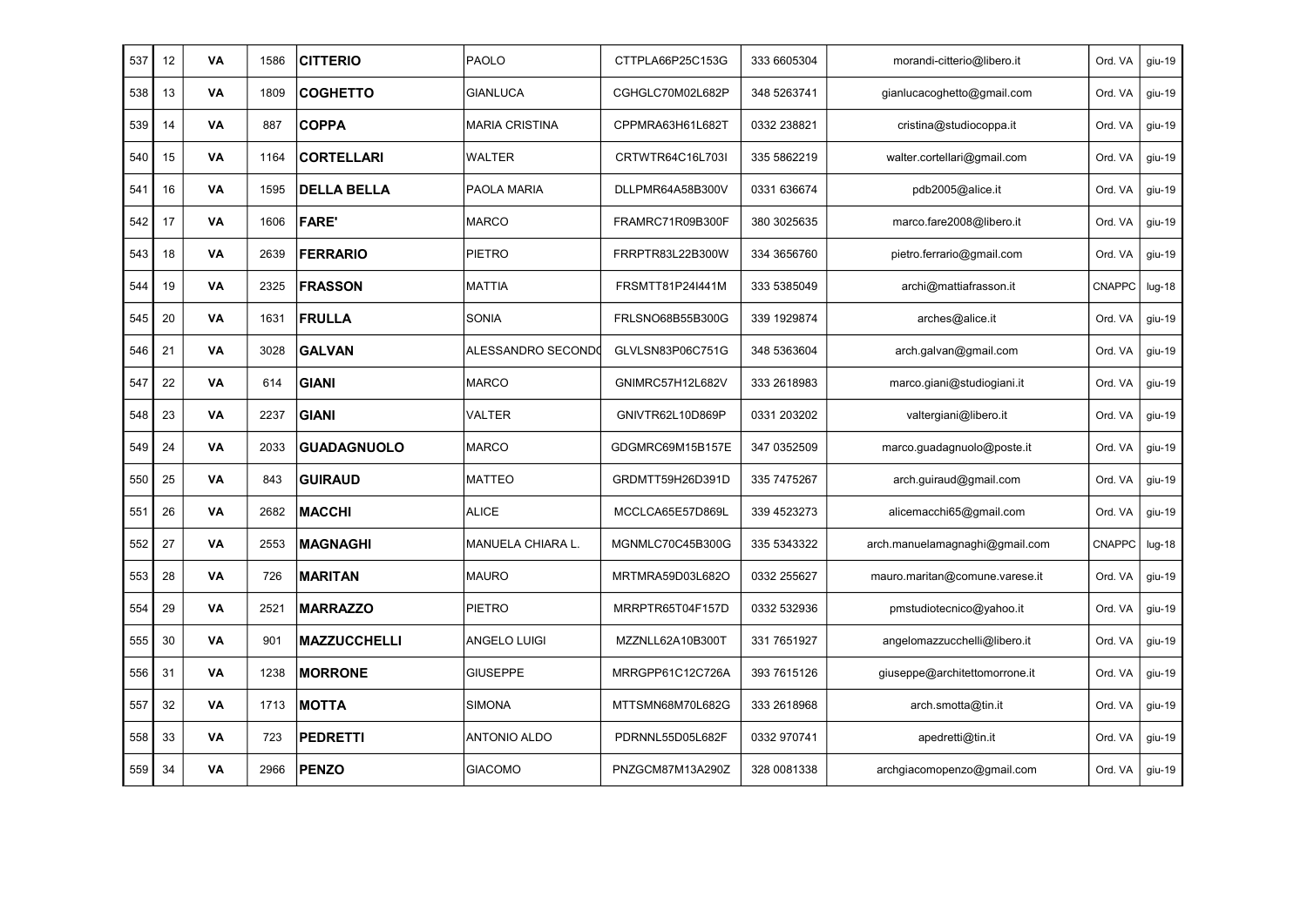| | | | | | | | | | | |
|---|---|---|---|---|---|---|---|---|---|---|
| 537 | 12 | VA | 1586 | **CITTERIO** | PAOLO | CTTPLA66P25C153G | 333 6605304 | morandi-citterio@libero.it | Ord. VA | giu-19 |
| 538 | 13 | VA | 1809 | **COGHETTO** | GIANLUCA | CGHGLC70M02L682P | 348 5263741 | gianlucacoghetto@gmail.com | Ord. VA | giu-19 |
| 539 | 14 | VA | 887 | **COPPA** | MARIA CRISTINA | CPPMRA63H61L682T | 0332 238821 | cristina@studiocoppa.it | Ord. VA | giu-19 |
| 540 | 15 | VA | 1164 | **CORTELLARI** | WALTER | CRTWTR64C16L703I | 335 5862219 | walter.cortellari@gmail.com | Ord. VA | giu-19 |
| 541 | 16 | VA | 1595 | **DELLA BELLA** | PAOLA MARIA | DLLPMR64A58B300V | 0331 636674 | pdb2005@alice.it | Ord. VA | giu-19 |
| 542 | 17 | VA | 1606 | **FARE'** | MARCO | FRAMRC71R09B300F | 380 3025635 | marco.fare2008@libero.it | Ord. VA | giu-19 |
| 543 | 18 | VA | 2639 | **FERRARIO** | PIETRO | FRRPTR83L22B300W | 334 3656760 | pietro.ferrario@gmail.com | Ord. VA | giu-19 |
| 544 | 19 | VA | 2325 | **FRASSON** | MATTIA | FRSMTT81P24I441M | 333 5385049 | archi@mattiafrasson.it | CNAPPC | lug-18 |
| 545 | 20 | VA | 1631 | **FRULLA** | SONIA | FRLSNO68B55B300G | 339 1929874 | arches@alice.it | Ord. VA | giu-19 |
| 546 | 21 | VA | 3028 | **GALVAN** | ALESSANDRO SECOND( | GLVLSN83P06C751G | 348 5363604 | arch.galvan@gmail.com | Ord. VA | giu-19 |
| 547 | 22 | VA | 614 | **GIANI** | MARCO | GNIMRC57H12L682V | 333 2618983 | marco.giani@studiogiani.it | Ord. VA | giu-19 |
| 548 | 23 | VA | 2237 | **GIANI** | VALTER | GNIVTR62L10D869P | 0331 203202 | valtergiani@libero.it | Ord. VA | giu-19 |
| 549 | 24 | VA | 2033 | **GUADAGNUOLO** | MARCO | GDGMRC69M15B157E | 347 0352509 | marco.guadagnuolo@poste.it | Ord. VA | giu-19 |
| 550 | 25 | VA | 843 | **GUIRAUD** | MATTEO | GRDMTT59H26D391D | 335 7475267 | arch.guiraud@gmail.com | Ord. VA | giu-19 |
| 551 | 26 | VA | 2682 | **MACCHI** | ALICE | MCCLCA65E57D869L | 339 4523273 | alicemacchi65@gmail.com | Ord. VA | giu-19 |
| 552 | 27 | VA | 2553 | **MAGNAGHI** | MANUELA CHIARA L. | MGNMLC70C45B300G | 335 5343322 | arch.manuelamagnaghi@gmail.com | CNAPPC | lug-18 |
| 553 | 28 | VA | 726 | **MARITAN** | MAURO | MRTMRA59D03L682O | 0332 255627 | mauro.maritan@comune.varese.it | Ord. VA | giu-19 |
| 554 | 29 | VA | 2521 | **MARRAZZO** | PIETRO | MRRPTR65T04F157D | 0332 532936 | pmstudiotecnico@yahoo.it | Ord. VA | giu-19 |
| 555 | 30 | VA | 901 | **MAZZUCCHELLI** | ANGELO LUIGI | MZZNLL62A10B300T | 331 7651927 | angelomazzucchelli@libero.it | Ord. VA | giu-19 |
| 556 | 31 | VA | 1238 | **MORRONE** | GIUSEPPE | MRRGPP61C12C726A | 393 7615126 | giuseppe@architettomorrone.it | Ord. VA | giu-19 |
| 557 | 32 | VA | 1713 | **MOTTA** | SIMONA | MTTSMN68M70L682G | 333 2618968 | arch.smotta@tin.it | Ord. VA | giu-19 |
| 558 | 33 | VA | 723 | **PEDRETTI** | ANTONIO ALDO | PDRNNL55D05L682F | 0332 970741 | apedretti@tin.it | Ord. VA | giu-19 |
| 559 | 34 | VA | 2966 | **PENZO** | GIACOMO | PNZGCM87M13A290Z | 328 0081338 | archgiacomopenzo@gmail.com | Ord. VA | giu-19 |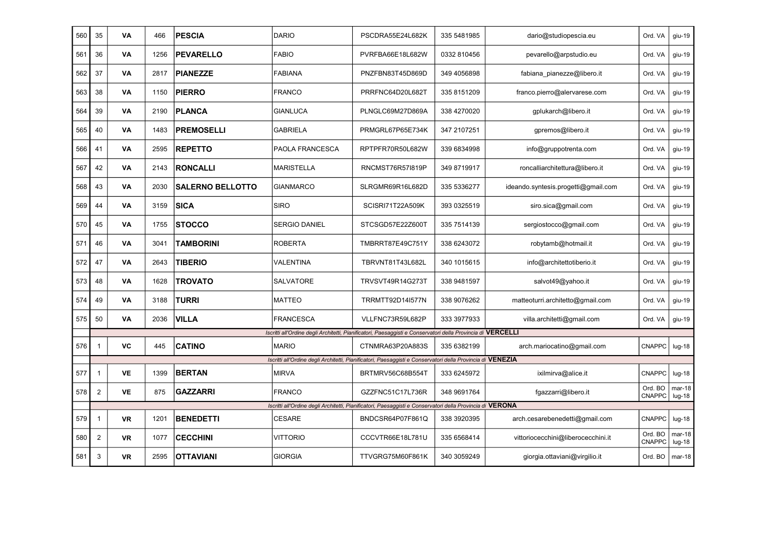| | | | | | | | | | | |
|---|---|---|---|---|---|---|---|---|---|---|
| 560 | 35 | VA | 466 | **PESCIA** | DARIO | PSCDRA55E24L682K | 335 5481985 | dario@studiopescia.eu | Ord. VA | giu-19 |
| 561 | 36 | VA | 1256 | **PEVARELLO** | FABIO | PVRFBA66E18L682W | 0332 810456 | pevarello@arpstudio.eu | Ord. VA | giu-19 |
| 562 | 37 | VA | 2817 | **PIANEZZE** | FABIANA | PNZFBN83T45D869D | 349 4056898 | fabiana_pianezze@libero.it | Ord. VA | giu-19 |
| 563 | 38 | VA | 1150 | **PIERRO** | FRANCO | PRRFNC64D20L682T | 335 8151209 | franco.pierro@alervarese.com | Ord. VA | giu-19 |
| 564 | 39 | VA | 2190 | **PLANCA** | GIANLUCA | PLNGLC69M27D869A | 338 4270020 | gplukarch@libero.it | Ord. VA | giu-19 |
| 565 | 40 | VA | 1483 | **PREMOSELLI** | GABRIELA | PRMGRL67P65E734K | 347 2107251 | gpremos@libero.it | Ord. VA | giu-19 |
| 566 | 41 | VA | 2595 | **REPETTO** | PAOLA FRANCESCA | RPTPFR70R50L682W | 339 6834998 | info@gruppotrenta.com | Ord. VA | giu-19 |
| 567 | 42 | VA | 2143 | **RONCALLI** | MARISTELLA | RNCMST76R57I819P | 349 8719917 | roncalliarchitettura@libero.it | Ord. VA | giu-19 |
| 568 | 43 | VA | 2030 | **SALERNO BELLOTTO** | GIANMARCO | SLRGMR69R16L682D | 335 5336277 | ideando.syntesis.progetti@gmail.com | Ord. VA | giu-19 |
| 569 | 44 | VA | 3159 | **SICA** | SIRO | SCISRI71T22A509K | 393 0325519 | siro.sica@gmail.com | Ord. VA | giu-19 |
| 570 | 45 | VA | 1755 | **STOCCO** | SERGIO DANIEL | STCSGD57E22Z600T | 335 7514139 | sergiostocco@gmail.com | Ord. VA | giu-19 |
| 571 | 46 | VA | 3041 | **TAMBORINI** | ROBERTA | TMBRRT87E49C751Y | 338 6243072 | robytamb@hotmail.it | Ord. VA | giu-19 |
| 572 | 47 | VA | 2643 | **TIBERIO** | VALENTINA | TBRVNT81T43L682L | 340 1015615 | info@architettotiberio.it | Ord. VA | giu-19 |
| 573 | 48 | VA | 1628 | **TROVATO** | SALVATORE | TRVSVT49R14G273T | 338 9481597 | salvot49@yahoo.it | Ord. VA | giu-19 |
| 574 | 49 | VA | 3188 | **TURRI** | MATTEO | TRRMTT92D14I577N | 338 9076262 | matteoturri.architetto@gmail.com | Ord. VA | giu-19 |
| 575 | 50 | VA | 2036 | **VILLA** | FRANCESCA | VLLFNC73R59L682P | 333 3977933 | villa.architetti@gmail.com | Ord. VA | giu-19 |
| | *Iscritti all'Ordine degli Architetti, Pianificatori, Paesaggisti e Conservatori della Provincia di* **VERCELLI** | | | | | | | | | |
| 576 | 1 | VC | 445 | **CATINO** | MARIO | CTNMRA63P20A883S | 335 6382199 | arch.mariocatino@gmail.com | CNAPPC | lug-18 |
| | *Iscritti all'Ordine degli Architetti, Pianificatori, Paesaggisti e Conservatori della Provincia di* **VENEZIA** | | | | | | | | | |
| 577 | 1 | VE | 1399 | **BERTAN** | MIRVA | BRTMRV56C68B554T | 333 6245972 | ixilmirva@alice.it | CNAPPC | lug-18 |
| 578 | 2 | VE | 875 | **GAZZARRI** | FRANCO | GZZFNC51C17L736R | 348 9691764 | fgazzarri@libero.it | Ord. BO CNAPPC | mar-18 lug-18 |
| | *Iscritti all'Ordine degli Architetti, Pianificatori, Paesaggisti e Conservatori della Provincia di* **VERONA** | | | | | | | | | |
| 579 | 1 | VR | 1201 | **BENEDETTI** | CESARE | BNDCSR64P07F861Q | 338 3920395 | arch.cesarebenedetti@gmail.com | CNAPPC | lug-18 |
| 580 | 2 | VR | 1077 | **CECCHINI** | VITTORIO | CCCVTR66E18L781U | 335 6568414 | vittoriocecchini@liberocecchini.it | Ord. BO CNAPPC | mar-18 lug-18 |
| 581 | 3 | VR | 2595 | **OTTAVIANI** | GIORGIA | TTVGRG75M60F861K | 340 3059249 | giorgia.ottaviani@virgilio.it | Ord. BO | mar-18 |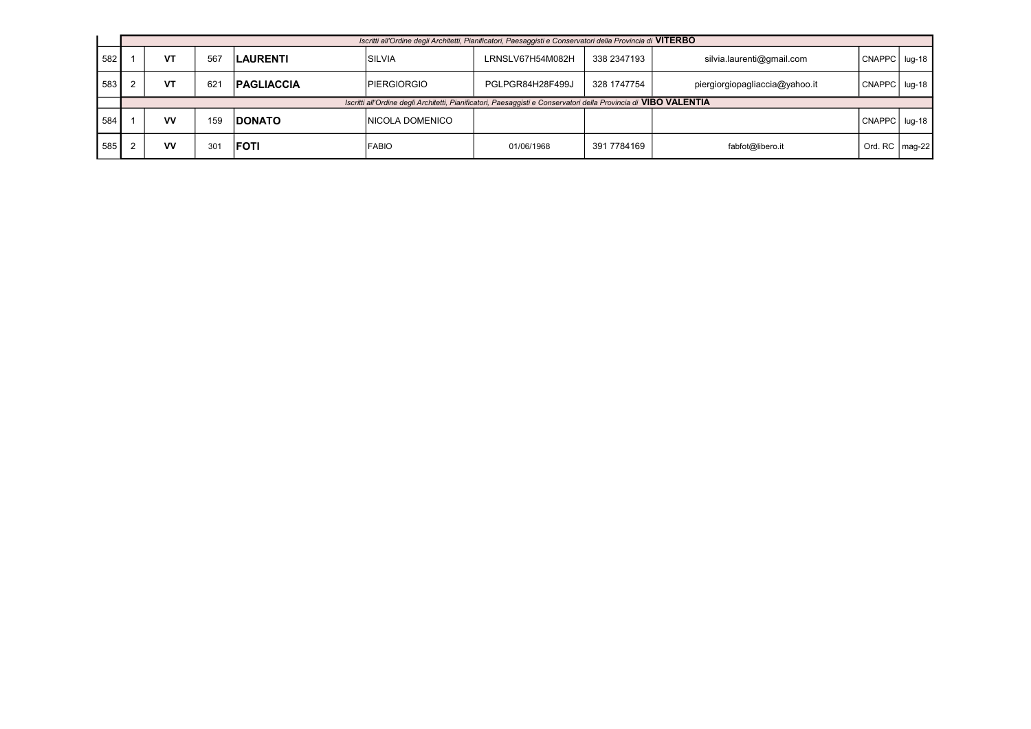| | | | | | | | | | | |
|---|---|---|---|---|---|---|---|---|---|---|
| | *Iscritti all'Ordine degli Architetti, Pianificatori, Paesaggisti e Conservatori della Provincia di* **VITERBO** | | | | | | | | | |
| 582 | 1 | **VT** | 567 | **LAURENTI** | SILVIA | LRNSLV67H54M082H | 338 2347193 | silvia.laurenti@gmail.com | CNAPPC | lug-18 |
| 583 | 2 | **VT** | 621 | **PAGLIACCIA** | PIERGIORGIO | PGLPGR84H28F499J | 328 1747754 | piergiorgiopagliaccia@yahoo.it | CNAPPC | lug-18 |
| | *Iscritti all'Ordine degli Architetti, Pianificatori, Paesaggisti e Conservatori della Provincia di* **VIBO VALENTIA** | | | | | | | | | |
| 584 | 1 | **VV** | 159 | **DONATO** | NICOLA DOMENICO | | | | CNAPPC | lug-18 |
| 585 | 2 | **VV** | 301 | **FOTI** | FABIO | 01/06/1968 | 391 7784169 | fabfot@libero.it | Ord. RC | mag-22 |